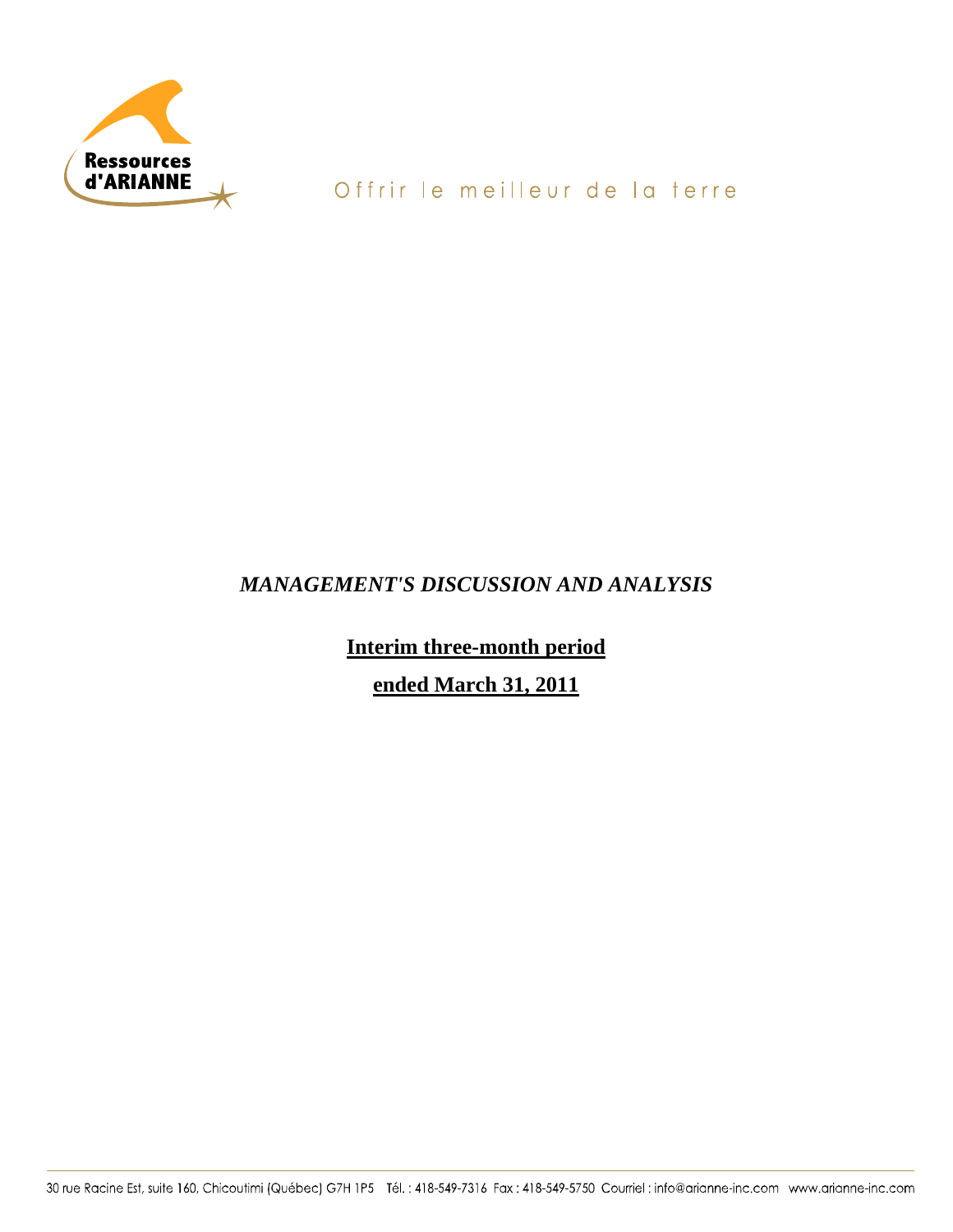Ressources d'ARIANNE

Offrir le meilleur de la terre

***MANAGEMENT'S DISCUSSION AND ANALYSIS***

**Interim three-month period**

**ended March 31, 2011**

30 rue Racine Est, suite 160, Chicoutimi (Québec) G7H 1P5 Tél. : 418-549-7316 Fax : 418-549-5750 Courriel : info@arianne-inc.com www.arianne-inc.com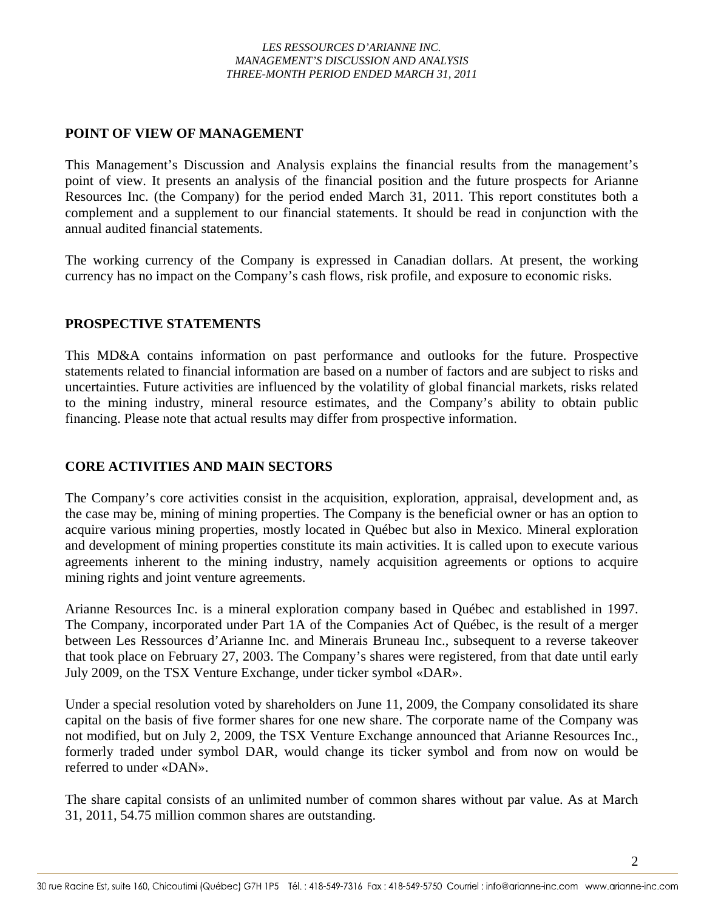## POINT OF VIEW OF MANAGEMENT

This Management's Discussion and Analysis explains the financial results from the management's point of view. It presents an analysis of the financial position and the future prospects for Arianne Resources Inc. (the Company) for the period ended March 31, 2011. This report constitutes both a complement and a supplement to our financial statements. It should be read in conjunction with the annual audited financial statements.

The working currency of the Company is expressed in Canadian dollars. At present, the working currency has no impact on the Company's cash flows, risk profile, and exposure to economic risks.

## PROSPECTIVE STATEMENTS

This MD&A contains information on past performance and outlooks for the future. Prospective statements related to financial information are based on a number of factors and are subject to risks and uncertainties. Future activities are influenced by the volatility of global financial markets, risks related to the mining industry, mineral resource estimates, and the Company's ability to obtain public financing. Please note that actual results may differ from prospective information.

## CORE ACTIVITIES AND MAIN SECTORS

The Company's core activities consist in the acquisition, exploration, appraisal, development and, as the case may be, mining of mining properties. The Company is the beneficial owner or has an option to acquire various mining properties, mostly located in Québec but also in Mexico. Mineral exploration and development of mining properties constitute its main activities. It is called upon to execute various agreements inherent to the mining industry, namely acquisition agreements or options to acquire mining rights and joint venture agreements.

Arianne Resources Inc. is a mineral exploration company based in Québec and established in 1997. The Company, incorporated under Part 1A of the Companies Act of Québec, is the result of a merger between Les Ressources d'Arianne Inc. and Minerais Bruneau Inc., subsequent to a reverse takeover that took place on February 27, 2003. The Company's shares were registered, from that date until early July 2009, on the TSX Venture Exchange, under ticker symbol «DAR».

Under a special resolution voted by shareholders on June 11, 2009, the Company consolidated its share capital on the basis of five former shares for one new share. The corporate name of the Company was not modified, but on July 2, 2009, the TSX Venture Exchange announced that Arianne Resources Inc., formerly traded under symbol DAR, would change its ticker symbol and from now on would be referred to under «DAN».

The share capital consists of an unlimited number of common shares without par value. As at March 31, 2011, 54.75 million common shares are outstanding.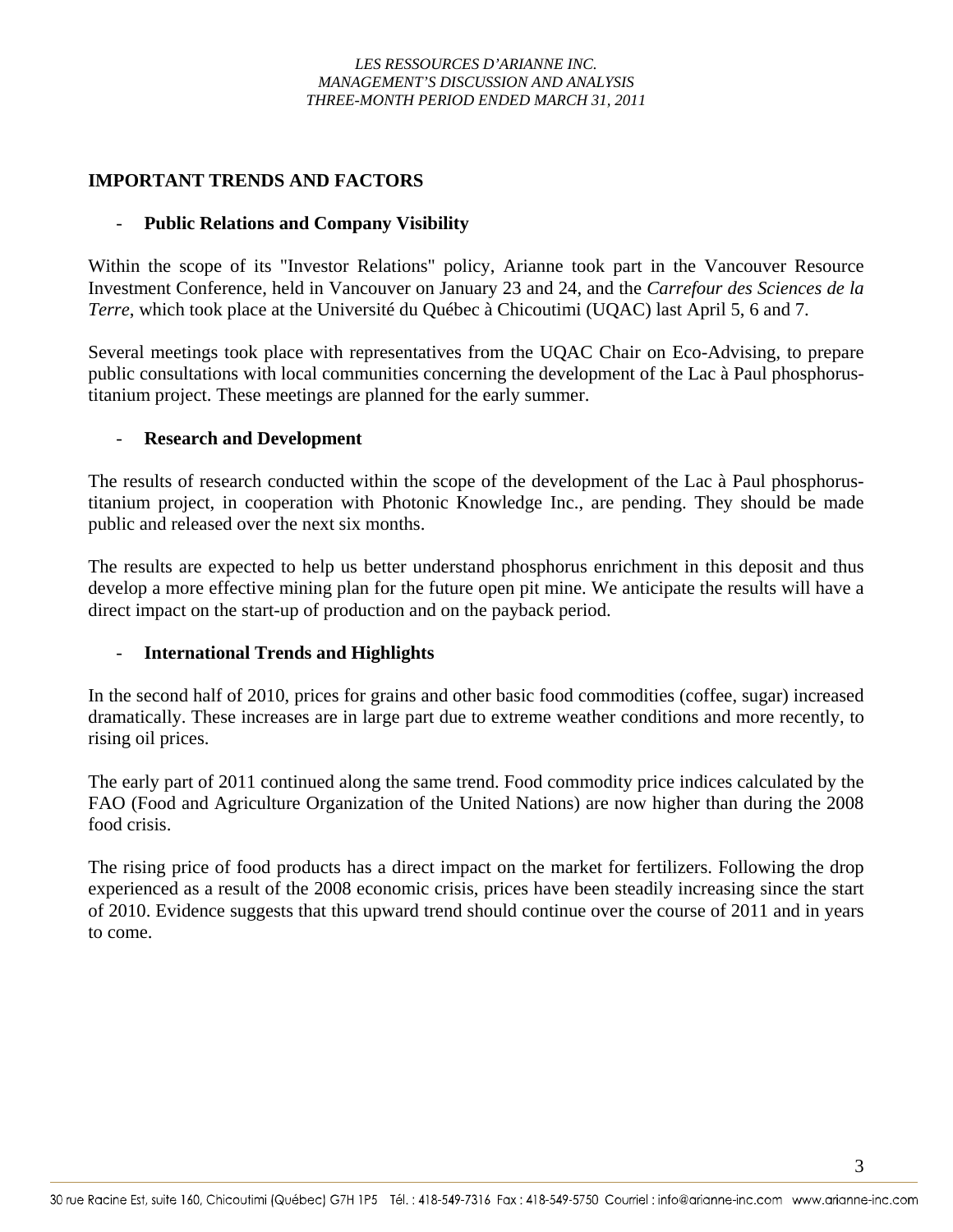## IMPORTANT TRENDS AND FACTORS

- **Public Relations and Company Visibility**

Within the scope of its "Investor Relations" policy, Arianne took part in the Vancouver Resource Investment Conference, held in Vancouver on January 23 and 24, and the *Carrefour des Sciences de la Terre*, which took place at the Université du Québec à Chicoutimi (UQAC) last April 5, 6 and 7.

Several meetings took place with representatives from the UQAC Chair on Eco-Advising, to prepare public consultations with local communities concerning the development of the Lac à Paul phosphorus-titanium project. These meetings are planned for the early summer.

- **Research and Development**

The results of research conducted within the scope of the development of the Lac à Paul phosphorus-titanium project, in cooperation with Photonic Knowledge Inc., are pending. They should be made public and released over the next six months.

The results are expected to help us better understand phosphorus enrichment in this deposit and thus develop a more effective mining plan for the future open pit mine. We anticipate the results will have a direct impact on the start-up of production and on the payback period.

- **International Trends and Highlights**

In the second half of 2010, prices for grains and other basic food commodities (coffee, sugar) increased dramatically. These increases are in large part due to extreme weather conditions and more recently, to rising oil prices.

The early part of 2011 continued along the same trend. Food commodity price indices calculated by the FAO (Food and Agriculture Organization of the United Nations) are now higher than during the 2008 food crisis.

The rising price of food products has a direct impact on the market for fertilizers. Following the drop experienced as a result of the 2008 economic crisis, prices have been steadily increasing since the start of 2010. Evidence suggests that this upward trend should continue over the course of 2011 and in years to come.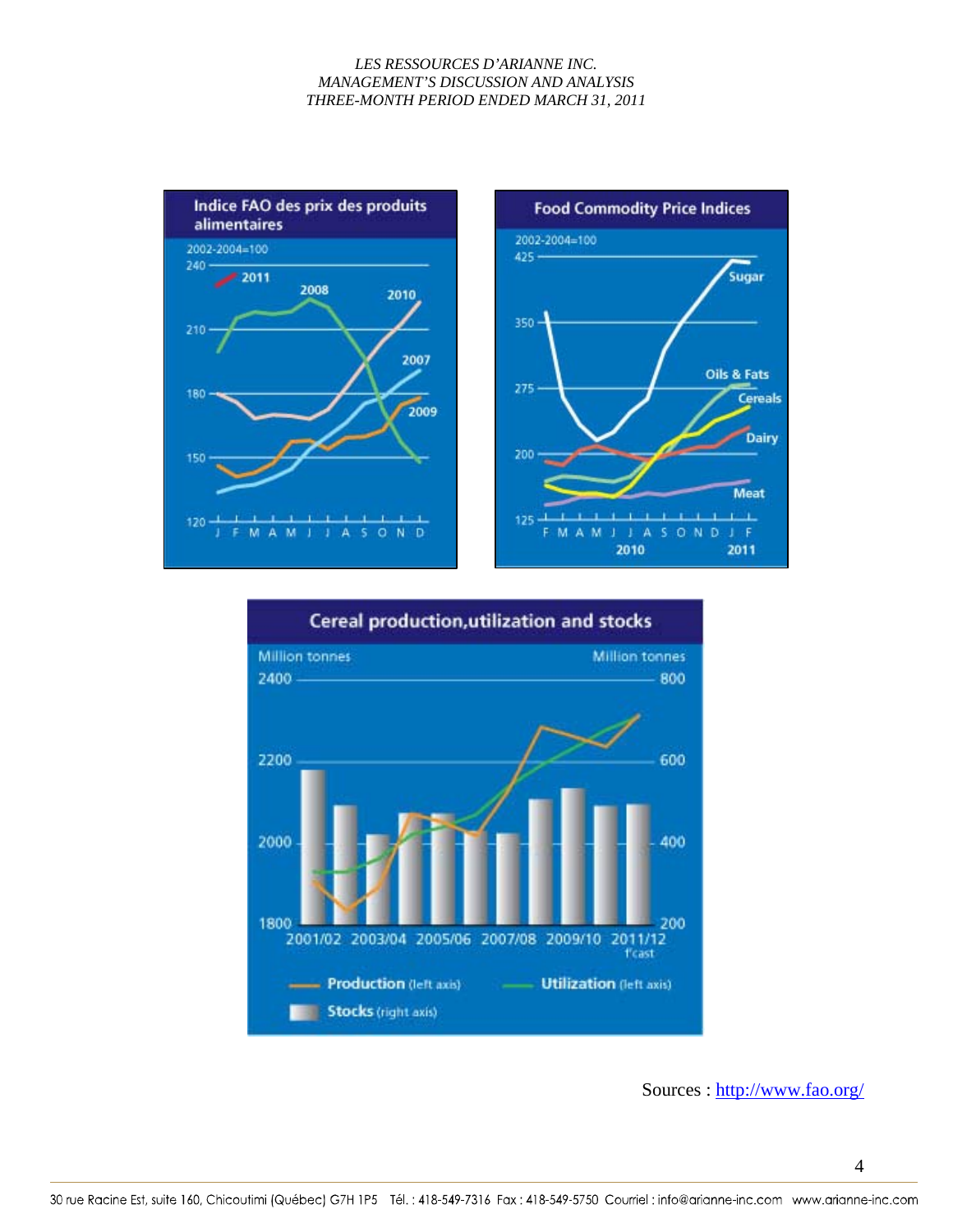**Indice FAO des prix des produits alimentaires**

**Food Commodity Price Indices**

**Cereal production, utilization and stocks**

Sources : [http://www.fao.org/](http://www.fao.org/)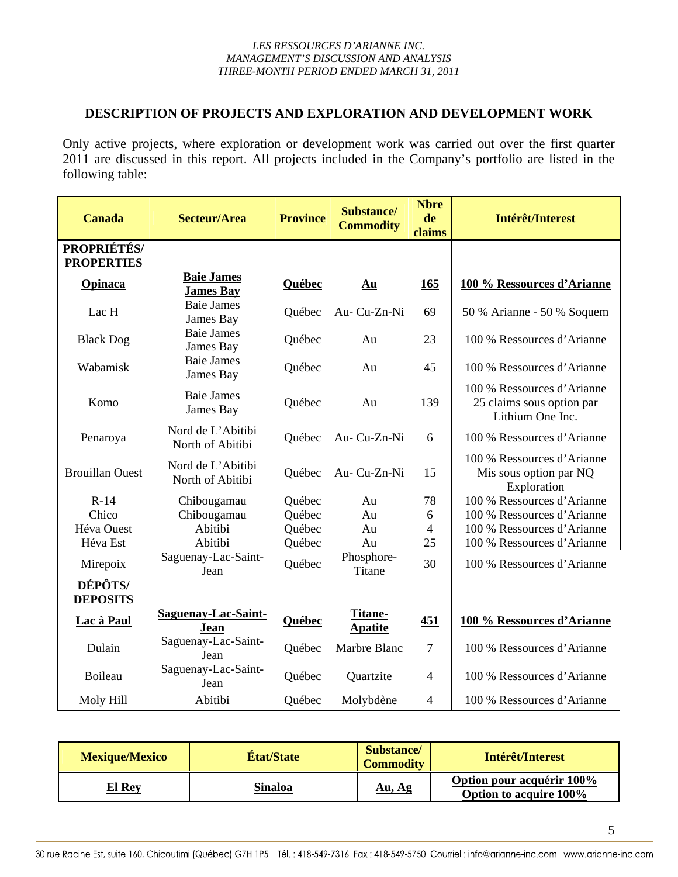## DESCRIPTION OF PROJECTS AND EXPLORATION AND DEVELOPMENT WORK

Only active projects, where exploration or development work was carried out over the first quarter 2011 are discussed in this report. All projects included in the Company's portfolio are listed in the following table:

| Canada | Secteur/Area | Province | Substance/ Commodity | Nbre de claims | Intérêt/Interest |
|---|---|---|---|---|---|
| **PROPRIÉTÉS/ PROPERTIES** | | | | | |
| **Opinaca** | **Baie James James Bay** | **Québec** | **Au** | **165** | **100 % Ressources d'Arianne** |
| Lac H | Baie James James Bay | Québec | Au- Cu-Zn-Ni | 69 | 50 % Arianne - 50 % Soquem |
| Black Dog | Baie James James Bay | Québec | Au | 23 | 100 % Ressources d'Arianne |
| Wabamisk | Baie James James Bay | Québec | Au | 45 | 100 % Ressources d'Arianne |
| Komo | Baie James James Bay | Québec | Au | 139 | 100 % Ressources d'Arianne 25 claims sous option par Lithium One Inc. |
| Penaroya | Nord de L'Abitibi North of Abitibi | Québec | Au- Cu-Zn-Ni | 6 | 100 % Ressources d'Arianne |
| Brouillan Ouest | Nord de L'Abitibi North of Abitibi | Québec | Au- Cu-Zn-Ni | 15 | 100 % Ressources d'Arianne Mis sous option par NQ Exploration |
| R-14 | Chibougamau | Québec | Au | 78 | 100 % Ressources d'Arianne |
| Chico | Chibougamau | Québec | Au | 6 | 100 % Ressources d'Arianne |
| Héva Ouest | Abitibi | Québec | Au | 4 | 100 % Ressources d'Arianne |
| Héva Est | Abitibi | Québec | Au | 25 | 100 % Ressources d'Arianne |
| Mirepoix | Saguenay-Lac-Saint-Jean | Québec | Phosphore-Titane | 30 | 100 % Ressources d'Arianne |
| **DÉPÔTS/ DEPOSITS** | | | | | |
| **Lac à Paul** | **Saguenay-Lac-Saint-Jean** | **Québec** | **Titane-Apatite** | **451** | **100 % Ressources d'Arianne** |
| Dulain | Saguenay-Lac-Saint-Jean | Québec | Marbre Blanc | 7 | 100 % Ressources d'Arianne |
| Boileau | Saguenay-Lac-Saint-Jean | Québec | Quartzite | 4 | 100 % Ressources d'Arianne |
| Moly Hill | Abitibi | Québec | Molybdène | 4 | 100 % Ressources d'Arianne |

| Mexique/Mexico | État/State | Substance/ Commodity | Intérêt/Interest |
|---|---|---|---|
| **El Rey** | **Sinaloa** | **Au, Ag** | **Option pour acquérir 100% Option to acquire 100%** |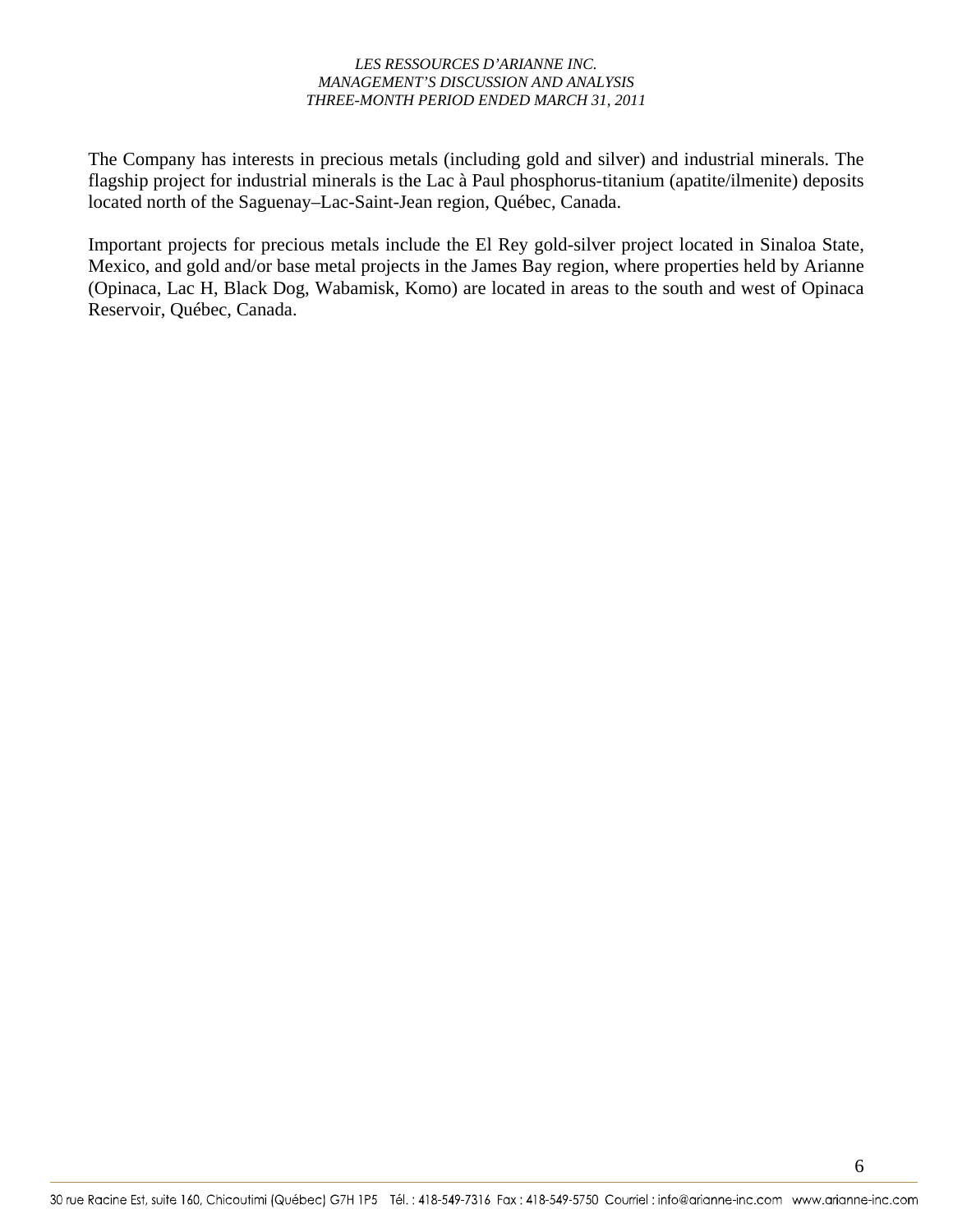The Company has interests in precious metals (including gold and silver) and industrial minerals. The flagship project for industrial minerals is the Lac à Paul phosphorus-titanium (apatite/ilmenite) deposits located north of the Saguenay–Lac-Saint-Jean region, Québec, Canada.

Important projects for precious metals include the El Rey gold-silver project located in Sinaloa State, Mexico, and gold and/or base metal projects in the James Bay region, where properties held by Arianne (Opinaca, Lac H, Black Dog, Wabamisk, Komo) are located in areas to the south and west of Opinaca Reservoir, Québec, Canada.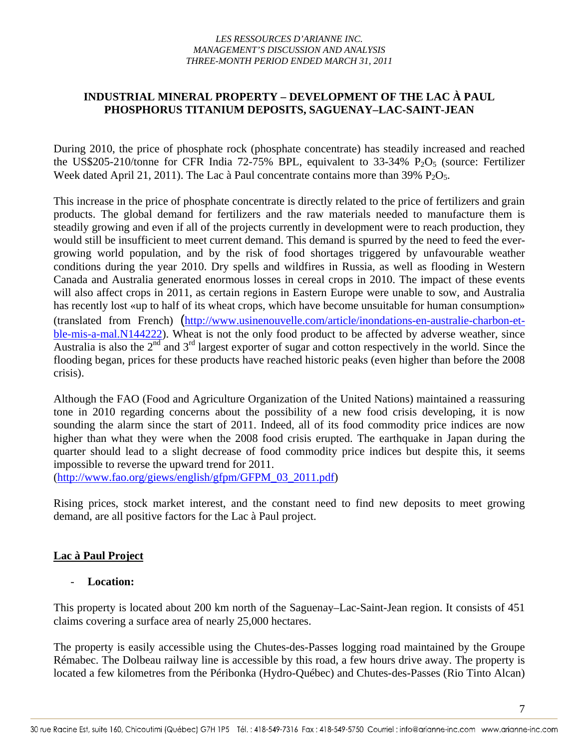## INDUSTRIAL MINERAL PROPERTY – DEVELOPMENT OF THE LAC À PAUL PHOSPHORUS TITANIUM DEPOSITS, SAGUENAY–LAC-SAINT-JEAN

During 2010, the price of phosphate rock (phosphate concentrate) has steadily increased and reached the US$205-210/tonne for CFR India 72-75% BPL, equivalent to 33-34% $P_2O_5$ (source: Fertilizer Week dated April 21, 2011). The Lac à Paul concentrate contains more than 39% $P_2O_5$.

This increase in the price of phosphate concentrate is directly related to the price of fertilizers and grain products. The global demand for fertilizers and the raw materials needed to manufacture them is steadily growing and even if all of the projects currently in development were to reach production, they would still be insufficient to meet current demand. This demand is spurred by the need to feed the ever-growing world population, and by the risk of food shortages triggered by unfavourable weather conditions during the year 2010. Dry spells and wildfires in Russia, as well as flooding in Western Canada and Australia generated enormous losses in cereal crops in 2010. The impact of these events will also affect crops in 2011, as certain regions in Eastern Europe were unable to sow, and Australia has recently lost «up to half of its wheat crops, which have become unsuitable for human consumption» (translated from French) (http://www.usinenouvelle.com/article/inondations-en-australie-charbon-et-ble-mis-a-mal.N144222). Wheat is not the only food product to be affected by adverse weather, since Australia is also the 2nd and 3rd largest exporter of sugar and cotton respectively in the world. Since the flooding began, prices for these products have reached historic peaks (even higher than before the 2008 crisis).

Although the FAO (Food and Agriculture Organization of the United Nations) maintained a reassuring tone in 2010 regarding concerns about the possibility of a new food crisis developing, it is now sounding the alarm since the start of 2011. Indeed, all of its food commodity price indices are now higher than what they were when the 2008 food crisis erupted. The earthquake in Japan during the quarter should lead to a slight decrease of food commodity price indices but despite this, it seems impossible to reverse the upward trend for 2011.
(http://www.fao.org/giews/english/gfpm/GFPM_03_2011.pdf)

Rising prices, stock market interest, and the constant need to find new deposits to meet growing demand, are all positive factors for the Lac à Paul project.

### Lac à Paul Project

- **Location:**

This property is located about 200 km north of the Saguenay–Lac-Saint-Jean region. It consists of 451 claims covering a surface area of nearly 25,000 hectares.

The property is easily accessible using the Chutes-des-Passes logging road maintained by the Groupe Rémabec. The Dolbeau railway line is accessible by this road, a few hours drive away. The property is located a few kilometres from the Péribonka (Hydro-Québec) and Chutes-des-Passes (Rio Tinto Alcan)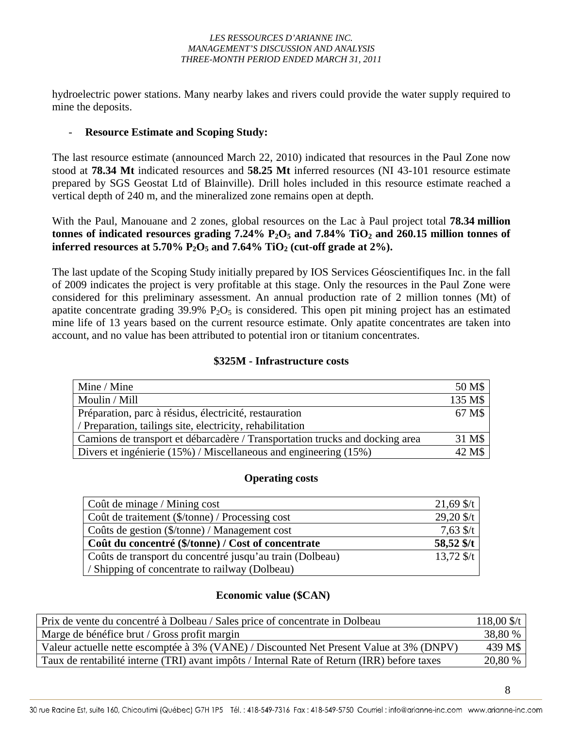hydroelectric power stations. Many nearby lakes and rivers could provide the water supply required to mine the deposits.

- **Resource Estimate and Scoping Study:**

The last resource estimate (announced March 22, 2010) indicated that resources in the Paul Zone now stood at **78.34 Mt** indicated resources and **58.25 Mt** inferred resources (NI 43-101 resource estimate prepared by SGS Geostat Ltd of Blainville). Drill holes included in this resource estimate reached a vertical depth of 240 m, and the mineralized zone remains open at depth.

With the Paul, Manouane and 2 zones, global resources on the Lac à Paul project total **78.34 million tonnes of indicated resources grading 7.24% $P_2O_5$ and 7.84% $TiO_2$ and 260.15 million tonnes of inferred resources at 5.70% $P_2O_5$ and 7.64% $TiO_2$ (cut-off grade at 2%).**

The last update of the Scoping Study initially prepared by IOS Services Géoscientifiques Inc. in the fall of 2009 indicates the project is very profitable at this stage. Only the resources in the Paul Zone were considered for this preliminary assessment. An annual production rate of 2 million tonnes (Mt) of apatite concentrate grading 39.9% $P_2O_5$ is considered. This open pit mining project has an estimated mine life of 13 years based on the current resource estimate. Only apatite concentrates are taken into account, and no value has been attributed to potential iron or titanium concentrates.

**$325M - Infrastructure costs**

| | |
|---|---|
| Mine / Mine | 50 M$ |
| Moulin / Mill | 135 M$ |
| Préparation, parc à résidus, électricité, restauration / Preparation, tailings site, electricity, rehabilitation | 67 M$ |
| Camions de transport et débarcadère / Transportation trucks and docking area | 31 M$ |
| Divers et ingénierie (15%) / Miscellaneous and engineering (15%) | 42 M$ |

**Operating costs**

| | |
|---|---|
| Coût de minage / Mining cost | 21,69 $/t |
| Coût de traitement ($/tonne) / Processing cost | 29,20 $/t |
| Coûts de gestion ($/tonne) / Management cost | 7,63 $/t |
| **Coût du concentré ($/tonne) / Cost of concentrate** | **58,52 $/t** |
| Coûts de transport du concentré jusqu'au train (Dolbeau) / Shipping of concentrate to railway (Dolbeau) | 13,72 $/t |

**Economic value ($CAN)**

| | |
|---|---|
| Prix de vente du concentré à Dolbeau / Sales price of concentrate in Dolbeau | 118,00 $/t |
| Marge de bénéfice brut / Gross profit margin | 38,80 % |
| Valeur actuelle nette escomptée à 3% (VANE) / Discounted Net Present Value at 3% (DNPV) | 439 M$ |
| Taux de rentabilité interne (TRI) avant impôts / Internal Rate of Return (IRR) before taxes | 20,80 % |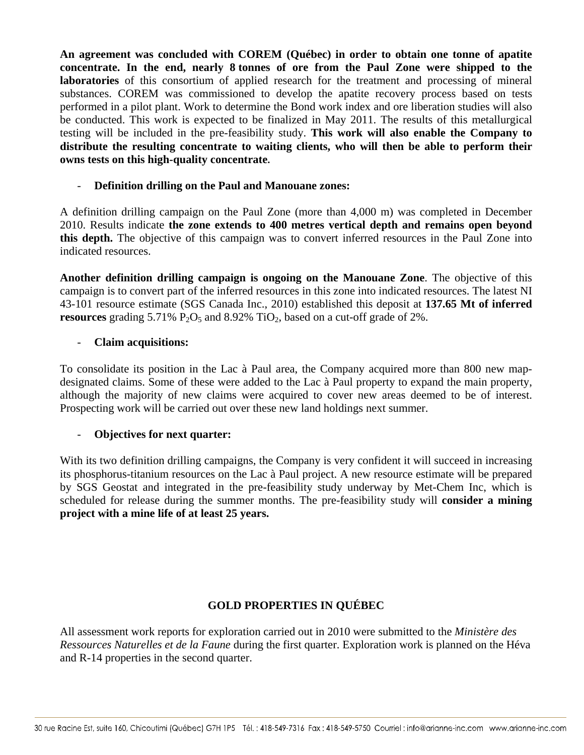**An agreement was concluded with COREM (Québec) in order to obtain one tonne of apatite concentrate. In the end, nearly 8 tonnes of ore from the Paul Zone were shipped to the laboratories** of this consortium of applied research for the treatment and processing of mineral substances. COREM was commissioned to develop the apatite recovery process based on tests performed in a pilot plant. Work to determine the Bond work index and ore liberation studies will also be conducted. This work is expected to be finalized in May 2011. The results of this metallurgical testing will be included in the pre-feasibility study. **This work will also enable the Company to distribute the resulting concentrate to waiting clients, who will then be able to perform their owns tests on this high-quality concentrate.**

- **Definition drilling on the Paul and Manouane zones:**

A definition drilling campaign on the Paul Zone (more than 4,000 m) was completed in December 2010. Results indicate **the zone extends to 400 metres vertical depth and remains open beyond this depth.** The objective of this campaign was to convert inferred resources in the Paul Zone into indicated resources.

**Another definition drilling campaign is ongoing on the Manouane Zone**. The objective of this campaign is to convert part of the inferred resources in this zone into indicated resources. The latest NI 43-101 resource estimate (SGS Canada Inc., 2010) established this deposit at **137.65 Mt of inferred resources** grading 5.71% $P_2O_5$ and 8.92% $TiO_2$, based on a cut-off grade of 2%.

- **Claim acquisitions:**

To consolidate its position in the Lac à Paul area, the Company acquired more than 800 new map-designated claims. Some of these were added to the Lac à Paul property to expand the main property, although the majority of new claims were acquired to cover new areas deemed to be of interest. Prospecting work will be carried out over these new land holdings next summer.

- **Objectives for next quarter:**

With its two definition drilling campaigns, the Company is very confident it will succeed in increasing its phosphorus-titanium resources on the Lac à Paul project. A new resource estimate will be prepared by SGS Geostat and integrated in the pre-feasibility study underway by Met-Chem Inc, which is scheduled for release during the summer months. The pre-feasibility study will **consider a mining project with a mine life of at least 25 years.**

## GOLD PROPERTIES IN QUÉBEC

All assessment work reports for exploration carried out in 2010 were submitted to the *Ministère des Ressources Naturelles et de la Faune* during the first quarter. Exploration work is planned on the Héva and R-14 properties in the second quarter.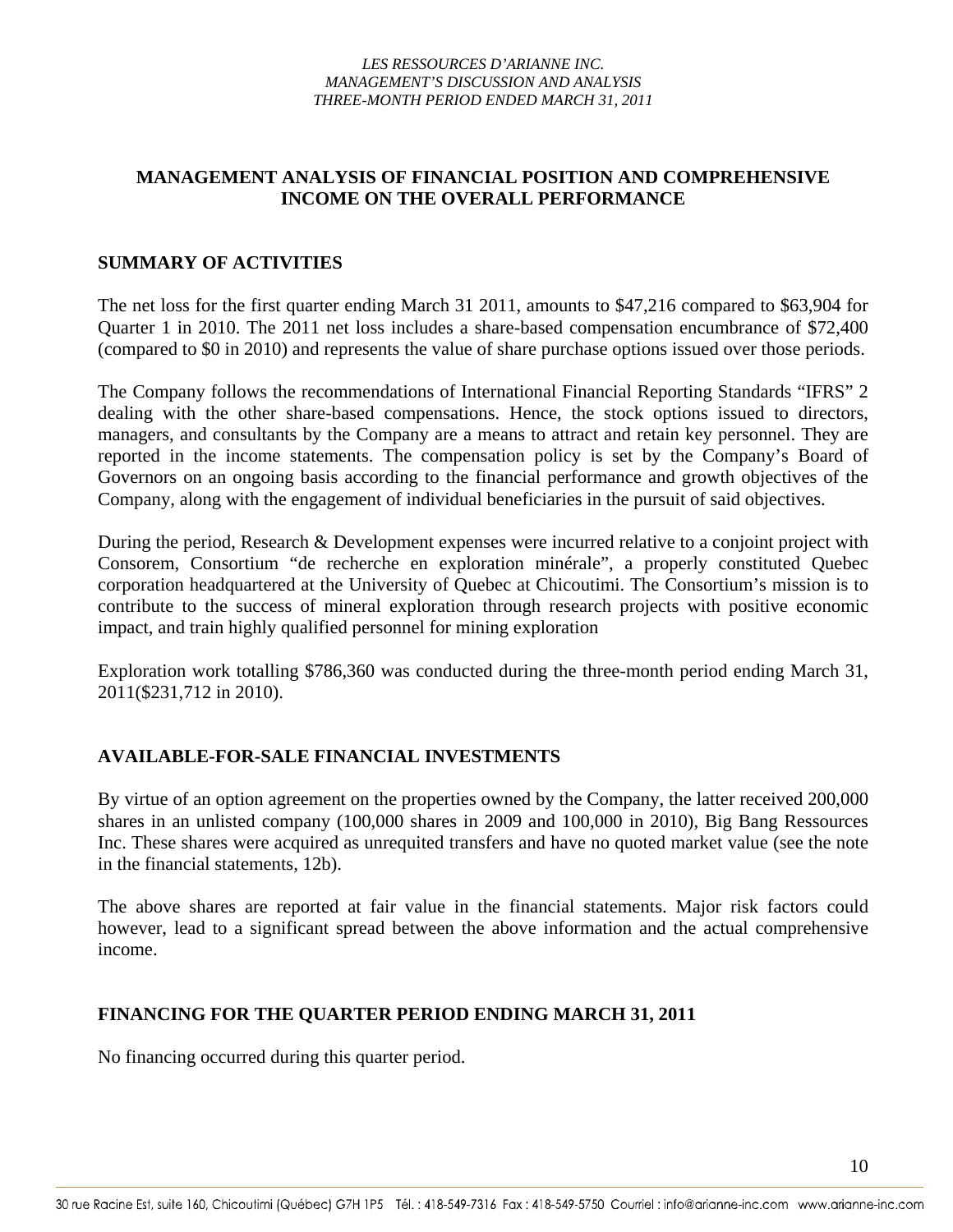# MANAGEMENT ANALYSIS OF FINANCIAL POSITION AND COMPREHENSIVE INCOME ON THE OVERALL PERFORMANCE

## SUMMARY OF ACTIVITIES

The net loss for the first quarter ending March 31 2011, amounts to $47,216 compared to $63,904 for Quarter 1 in 2010. The 2011 net loss includes a share-based compensation encumbrance of $72,400 (compared to $0 in 2010) and represents the value of share purchase options issued over those periods.

The Company follows the recommendations of International Financial Reporting Standards "IFRS" 2 dealing with the other share-based compensations. Hence, the stock options issued to directors, managers, and consultants by the Company are a means to attract and retain key personnel. They are reported in the income statements. The compensation policy is set by the Company's Board of Governors on an ongoing basis according to the financial performance and growth objectives of the Company, along with the engagement of individual beneficiaries in the pursuit of said objectives.

During the period, Research & Development expenses were incurred relative to a conjoint project with Consorem, Consortium "de recherche en exploration minérale", a properly constituted Quebec corporation headquartered at the University of Quebec at Chicoutimi. The Consortium's mission is to contribute to the success of mineral exploration through research projects with positive economic impact, and train highly qualified personnel for mining exploration

Exploration work totalling $786,360 was conducted during the three-month period ending March 31, 2011($231,712 in 2010).

## AVAILABLE-FOR-SALE FINANCIAL INVESTMENTS

By virtue of an option agreement on the properties owned by the Company, the latter received 200,000 shares in an unlisted company (100,000 shares in 2009 and 100,000 in 2010), Big Bang Ressources Inc. These shares were acquired as unrequited transfers and have no quoted market value (see the note in the financial statements, 12b).

The above shares are reported at fair value in the financial statements. Major risk factors could however, lead to a significant spread between the above information and the actual comprehensive income.

## FINANCING FOR THE QUARTER PERIOD ENDING MARCH 31, 2011

No financing occurred during this quarter period.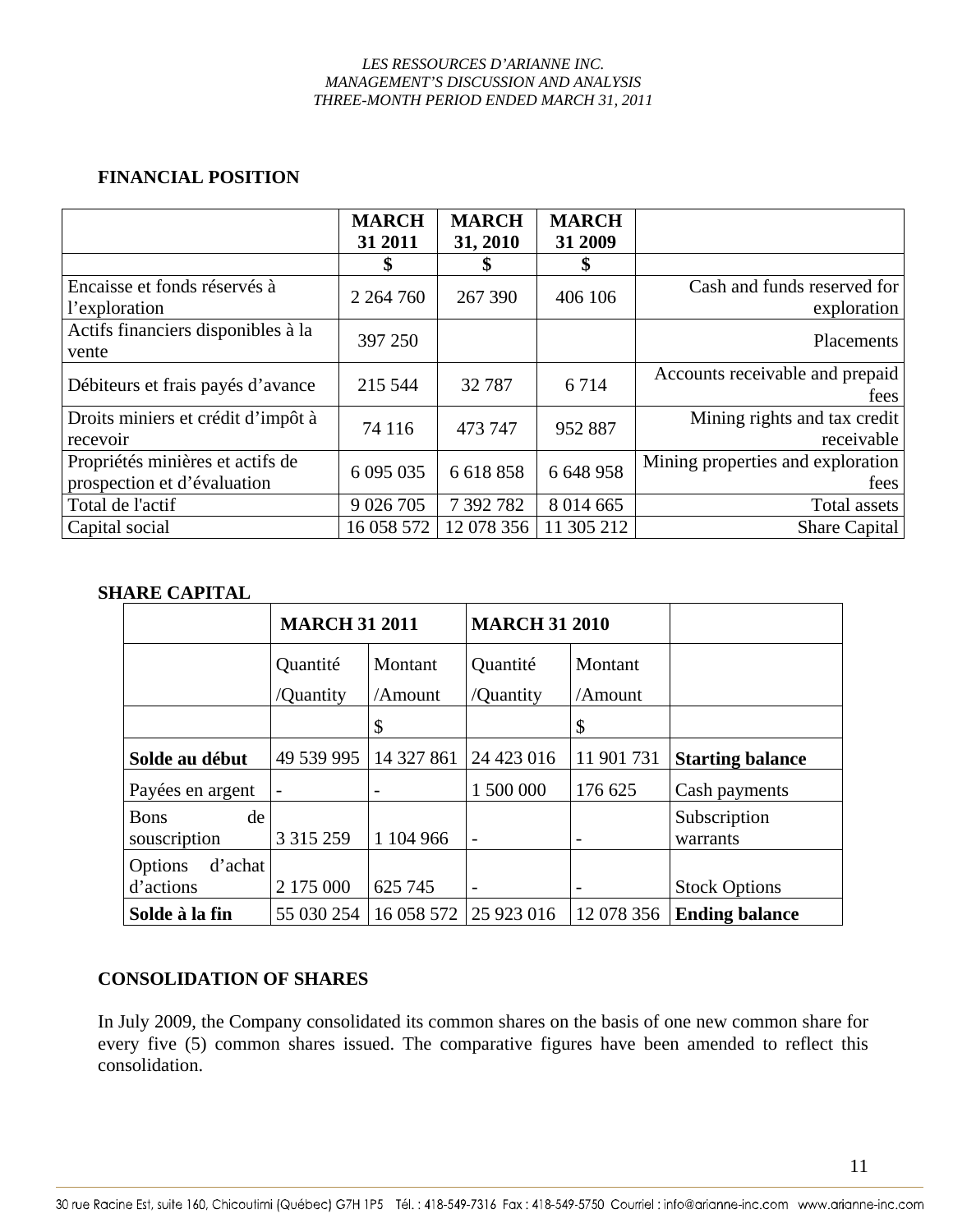## FINANCIAL POSITION

| | MARCH 31 2011 | MARCH 31, 2010 | MARCH 31 2009 | |
|---|---|---|---|---|
| | $ | $ | $ | |
| Encaisse et fonds réservés à l'exploration | 2 264 760 | 267 390 | 406 106 | Cash and funds reserved for exploration |
| Actifs financiers disponibles à la vente | 397 250 | | | Placements |
| Débiteurs et frais payés d'avance | 215 544 | 32 787 | 6 714 | Accounts receivable and prepaid fees |
| Droits miniers et crédit d'impôt à recevoir | 74 116 | 473 747 | 952 887 | Mining rights and tax credit receivable |
| Propriétés minières et actifs de prospection et d'évaluation | 6 095 035 | 6 618 858 | 6 648 958 | Mining properties and exploration fees |
| Total de l'actif | 9 026 705 | 7 392 782 | 8 014 665 | Total assets |
| Capital social | 16 058 572 | 12 078 356 | 11 305 212 | Share Capital |

## SHARE CAPITAL

| | MARCH 31 2011 | | MARCH 31 2010 | | |
|---|---|---|---|---|---|
| | Quantité /Quantity | Montant /Amount | Quantité /Quantity | Montant /Amount | |
| | | $ | | $ | |
| **Solde au début** | 49 539 995 | 14 327 861 | 24 423 016 | 11 901 731 | **Starting balance** |
| Payées en argent | - | - | 1 500 000 | 176 625 | Cash payments |
| Bons de souscription | 3 315 259 | 1 104 966 | - | - | Subscription warrants |
| Options d'achat d'actions | 2 175 000 | 625 745 | - | - | Stock Options |
| **Solde à la fin** | 55 030 254 | 16 058 572 | 25 923 016 | 12 078 356 | **Ending balance** |

## CONSOLIDATION OF SHARES

In July 2009, the Company consolidated its common shares on the basis of one new common share for every five (5) common shares issued. The comparative figures have been amended to reflect this consolidation.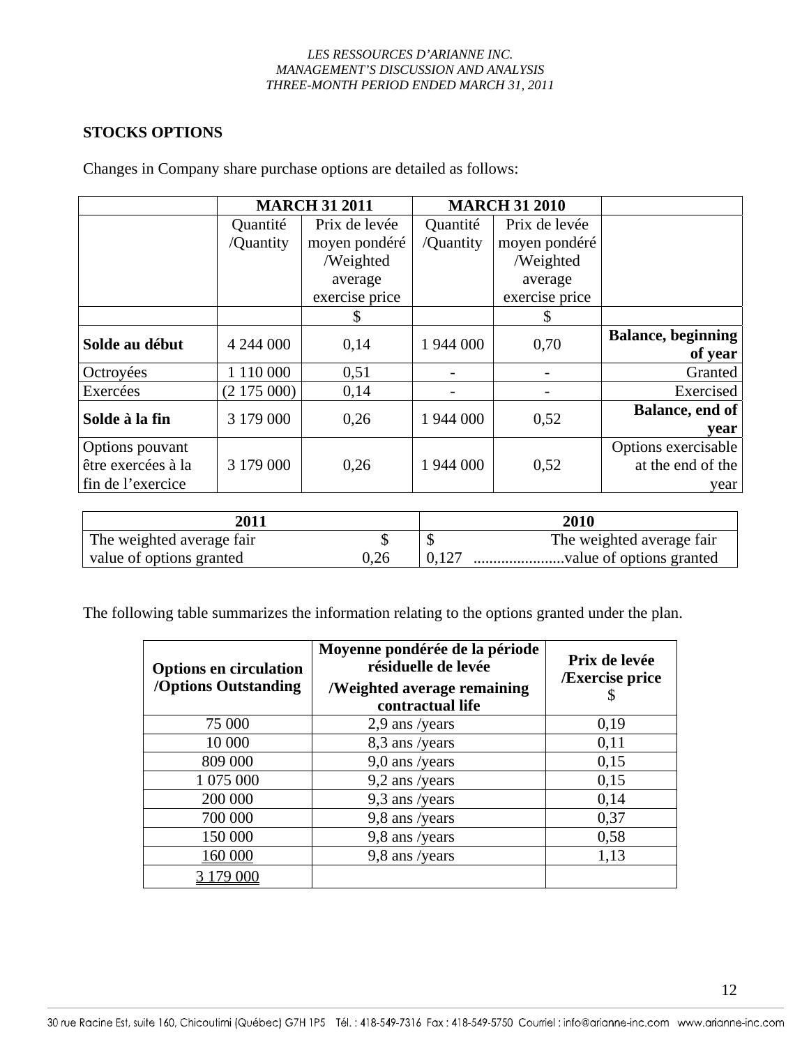## STOCKS OPTIONS

Changes in Company share purchase options are detailed as follows:

| | MARCH 31 2011 | | MARCH 31 2010 | | |
|---|---|---|---|---|---|
| | Quantité /Quantity | Prix de levée moyen pondéré /Weighted average exercise price | Quantité /Quantity | Prix de levée moyen pondéré /Weighted average exercise price | |
| | | $ | | $ | |
| **Solde au début** | 4 244 000 | 0,14 | 1 944 000 | 0,70 | **Balance, beginning of year** |
| Octroyées | 1 110 000 | 0,51 | - | - | Granted |
| Exercées | (2 175 000) | 0,14 | - | - | Exercised |
| **Solde à la fin** | 3 179 000 | 0,26 | 1 944 000 | 0,52 | **Balance, end of year** |
| Options pouvant être exercées à la fin de l'exercice | 3 179 000 | 0,26 | 1 944 000 | 0,52 | Options exercisable at the end of the year |

| 2011 | | 2010 | |
|---|---|---|---|
| The weighted average fair value of options granted | $ 0,26 | $ 0,127 | The weighted average fair value of options granted |

The following table summarizes the information relating to the options granted under the plan.

| Options en circulation /Options Outstanding | Moyenne pondérée de la période résiduelle de levée /Weighted average remaining contractual life | Prix de levée /Exercise price $ |
|---|---|---|
| 75 000 | 2,9 ans /years | 0,19 |
| 10 000 | 8,3 ans /years | 0,11 |
| 809 000 | 9,0 ans /years | 0,15 |
| 1 075 000 | 9,2 ans /years | 0,15 |
| 200 000 | 9,3 ans /years | 0,14 |
| 700 000 | 9,8 ans /years | 0,37 |
| 150 000 | 9,8 ans /years | 0,58 |
| 160 000 | 9,8 ans /years | 1,13 |
| 3 179 000 | | |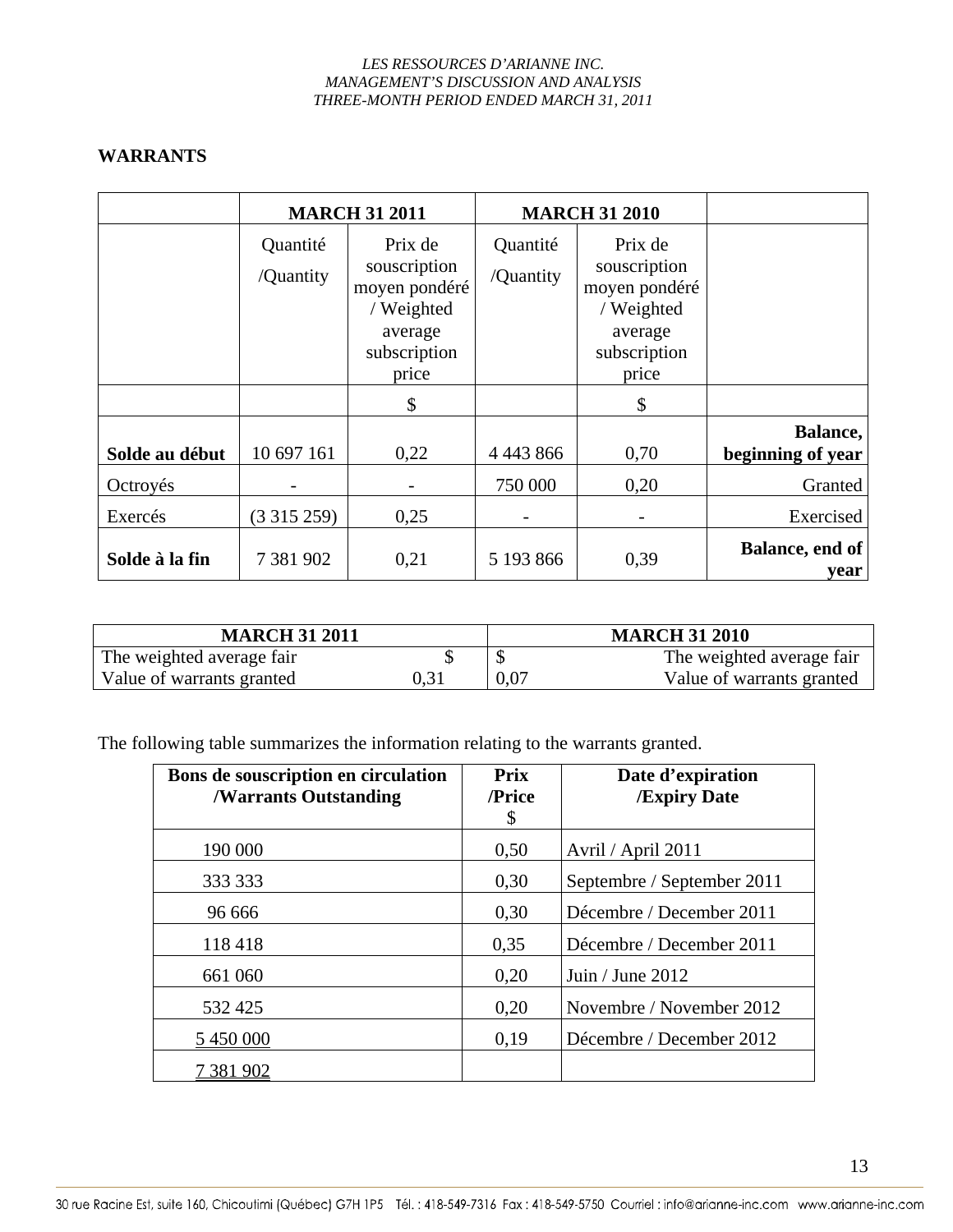## WARRANTS

| | MARCH 31 2011 | | MARCH 31 2010 | | |
|---|---|---|---|---|---|
| | Quantité /Quantity | Prix de souscription moyen pondéré / Weighted average subscription price | Quantité /Quantity | Prix de souscription moyen pondéré / Weighted average subscription price | |
| | | $ | | $ | |
| **Solde au début** | 10 697 161 | 0,22 | 4 443 866 | 0,70 | **Balance, beginning of year** |
| Octroyés | - | - | 750 000 | 0,20 | Granted |
| Exercés | (3 315 259) | 0,25 | - | - | Exercised |
| **Solde à la fin** | 7 381 902 | 0,21 | 5 193 866 | 0,39 | **Balance, end of year** |

| MARCH 31 2011 | | MARCH 31 2010 | |
|---|---|---|---|
| The weighted average fair | $ | $ | The weighted average fair |
| Value of warrants granted | 0,31 | 0,07 | Value of warrants granted |

The following table summarizes the information relating to the warrants granted.

| Bons de souscription en circulation /Warrants Outstanding | Prix /Price $ | Date d'expiration /Expiry Date |
|---|---|---|
| 190 000 | 0,50 | Avril / April 2011 |
| 333 333 | 0,30 | Septembre / September 2011 |
| 96 666 | 0,30 | Décembre / December 2011 |
| 118 418 | 0,35 | Décembre / December 2011 |
| 661 060 | 0,20 | Juin / June 2012 |
| 532 425 | 0,20 | Novembre / November 2012 |
| 5 450 000 | 0,19 | Décembre / December 2012 |
| 7 381 902 | | |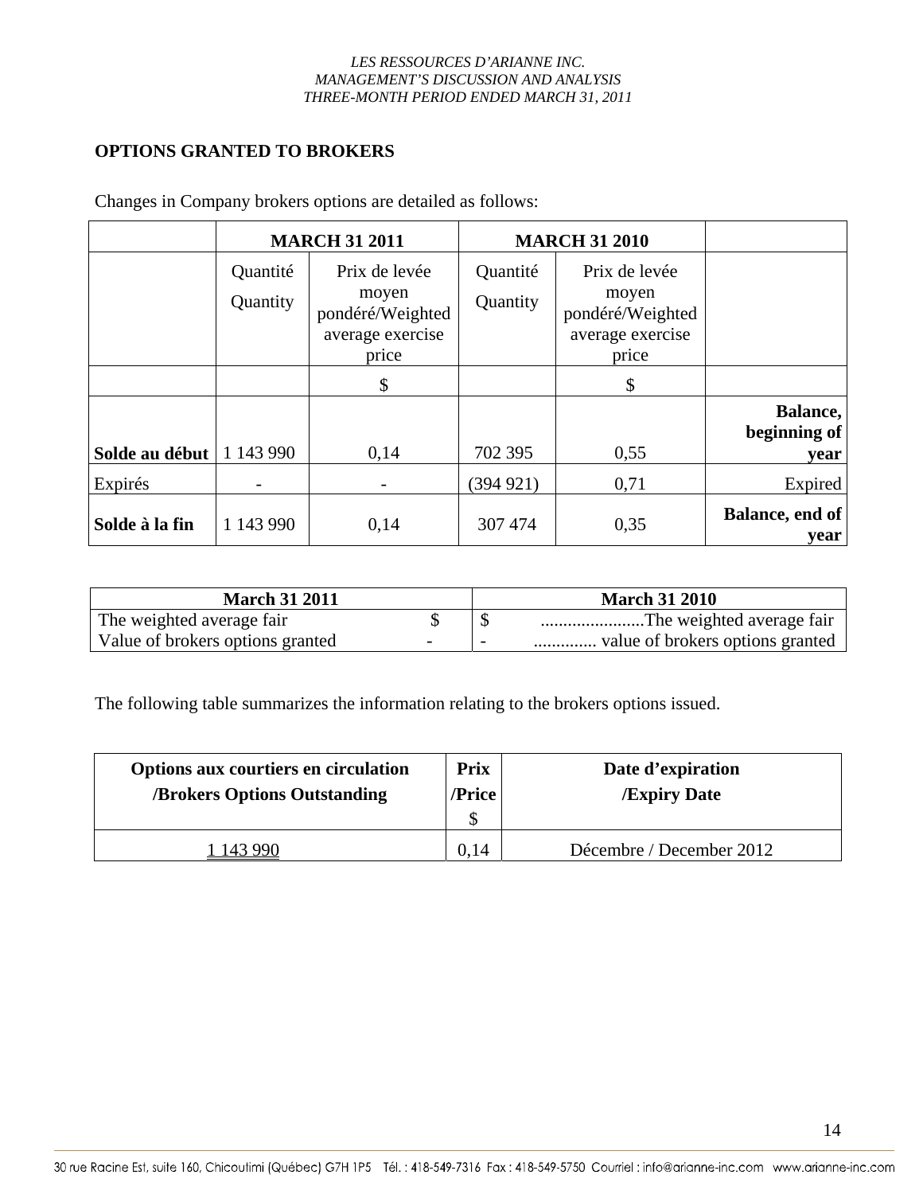## OPTIONS GRANTED TO BROKERS

Changes in Company brokers options are detailed as follows:

| | MARCH 31 2011 | | MARCH 31 2010 | | |
|---|---|---|---|---|---|
| | Quantité Quantity | Prix de levée moyen pondéré/Weighted average exercise price | Quantité Quantity | Prix de levée moyen pondéré/Weighted average exercise price | |
| | | $ | | $ | |
| **Solde au début** | 1 143 990 | 0,14 | 702 395 | 0,55 | **Balance, beginning of year** |
| Expirés | - | - | (394 921) | 0,71 | Expired |
| **Solde à la fin** | 1 143 990 | 0,14 | 307 474 | 0,35 | **Balance, end of year** |

| March 31 2011 | | March 31 2010 | |
|---|---|---|---|
| The weighted average fair | $ | $ | .......................The weighted average fair |
| Value of brokers options granted | - | - | ............. value of brokers options granted |

The following table summarizes the information relating to the brokers options issued.

| Options aux courtiers en circulation /Brokers Options Outstanding | Prix /Price $ | Date d'expiration /Expiry Date |
|---|---|---|
| 1 143 990 | 0,14 | Décembre / December 2012 |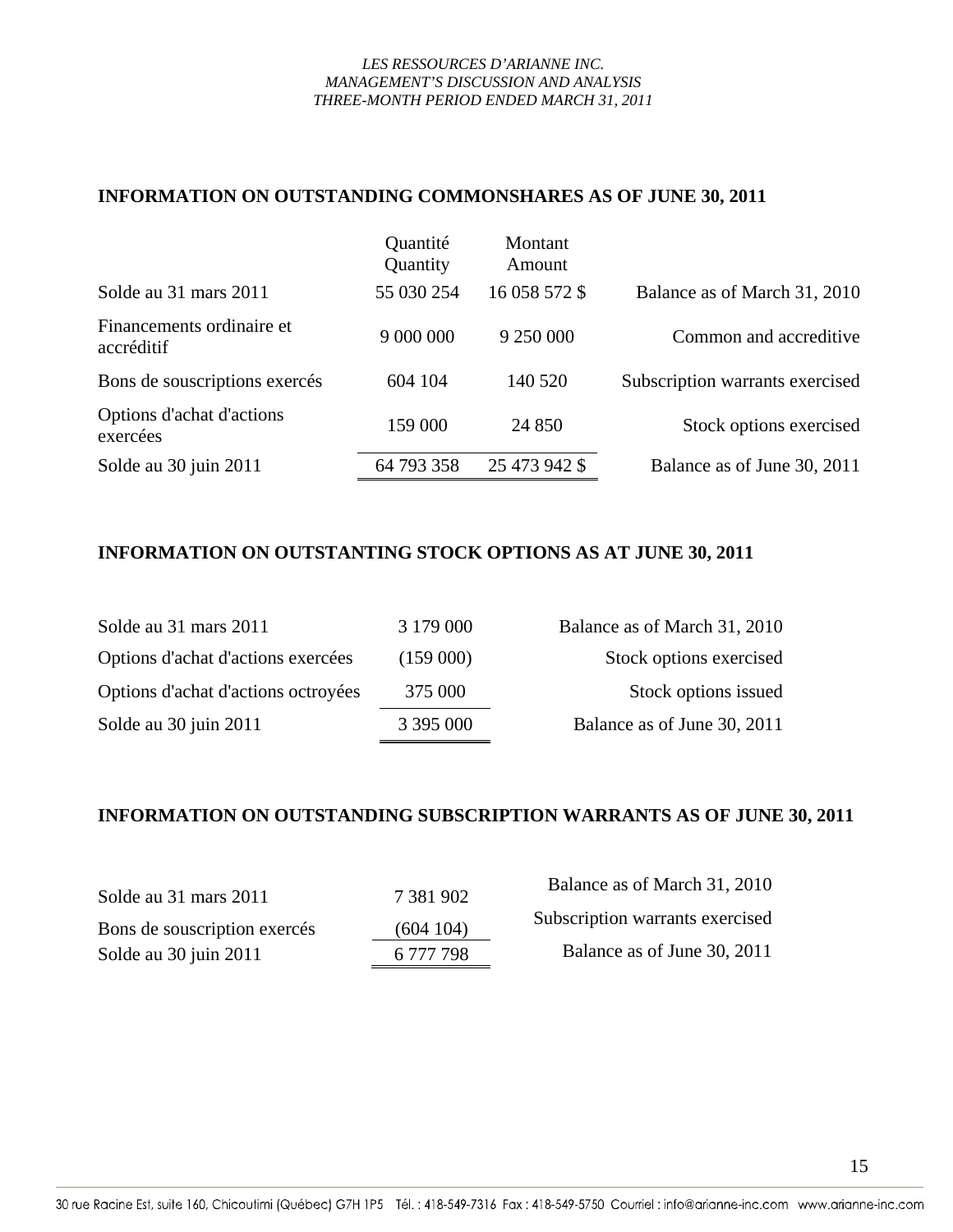## INFORMATION ON OUTSTANDING COMMONSHARES AS OF JUNE 30, 2011

| | Quantité<br>Quantity | Montant<br>Amount | |
|---|---|---|---|
| Solde au 31 mars 2011 | 55 030 254 | 16 058 572 $ | Balance as of March 31, 2010 |
| Financements ordinaire et accréditif | 9 000 000 | 9 250 000 | Common and accreditive |
| Bons de souscriptions exercés | 604 104 | 140 520 | Subscription warrants exercised |
| Options d'achat d'actions exercées | 159 000 | 24 850 | Stock options exercised |
| Solde au 30 juin 2011 | 64 793 358 | 25 473 942 $ | Balance as of June 30, 2011 |

## INFORMATION ON OUTSTANTING STOCK OPTIONS AS AT JUNE 30, 2011

| | | |
|---|---|---|
| Solde au 31 mars 2011 | 3 179 000 | Balance as of March 31, 2010 |
| Options d'achat d'actions exercées | (159 000) | Stock options exercised |
| Options d'achat d'actions octroyées | 375 000 | Stock options issued |
| Solde au 30 juin 2011 | 3 395 000 | Balance as of June 30, 2011 |

## INFORMATION ON OUTSTANDING SUBSCRIPTION WARRANTS AS OF JUNE 30, 2011

| | | |
|---|---|---|
| Solde au 31 mars 2011 | 7 381 902 | Balance as of March 31, 2010 |
| Bons de souscription exercés | (604 104) | Subscription warrants exercised |
| Solde au 30 juin 2011 | 6 777 798 | Balance as of June 30, 2011 |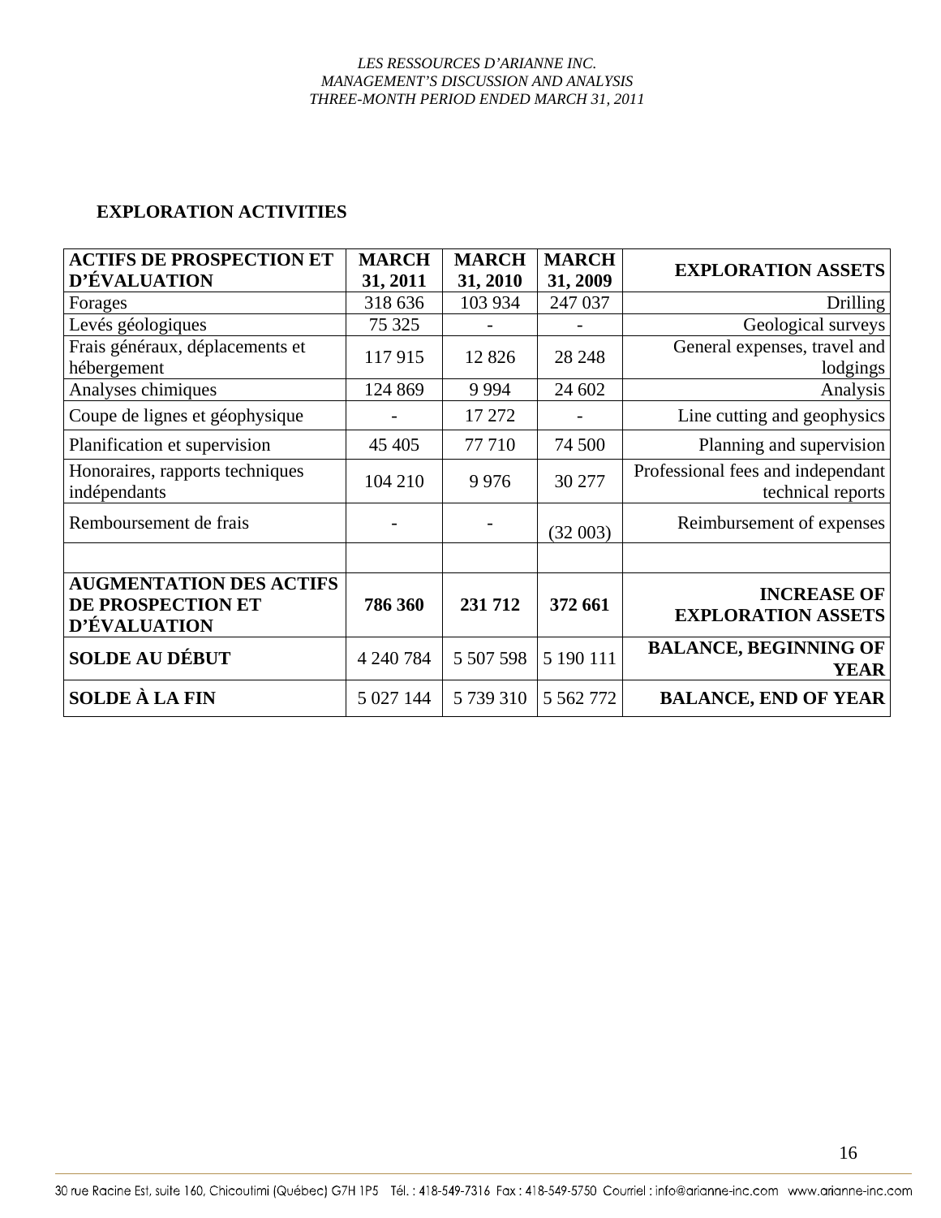## EXPLORATION ACTIVITIES

| ACTIFS DE PROSPECTION ET D'ÉVALUATION | MARCH 31, 2011 | MARCH 31, 2010 | MARCH 31, 2009 | EXPLORATION ASSETS |
|---|---|---|---|---|
| Forages | 318 636 | 103 934 | 247 037 | Drilling |
| Levés géologiques | 75 325 | - | - | Geological surveys |
| Frais généraux, déplacements et hébergement | 117 915 | 12 826 | 28 248 | General expenses, travel and lodgings |
| Analyses chimiques | 124 869 | 9 994 | 24 602 | Analysis |
| Coupe de lignes et géophysique | - | 17 272 | - | Line cutting and geophysics |
| Planification et supervision | 45 405 | 77 710 | 74 500 | Planning and supervision |
| Honoraires, rapports techniques indépendants | 104 210 | 9 976 | 30 277 | Professional fees and independant technical reports |
| Remboursement de frais | - | - | (32 003) | Reimbursement of expenses |
| | | | | |
| **AUGMENTATION DES ACTIFS DE PROSPECTION ET D'ÉVALUATION** | **786 360** | **231 712** | **372 661** | **INCREASE OF EXPLORATION ASSETS** |
| **SOLDE AU DÉBUT** | 4 240 784 | 5 507 598 | 5 190 111 | **BALANCE, BEGINNING OF YEAR** |
| **SOLDE À LA FIN** | 5 027 144 | 5 739 310 | 5 562 772 | **BALANCE, END OF YEAR** |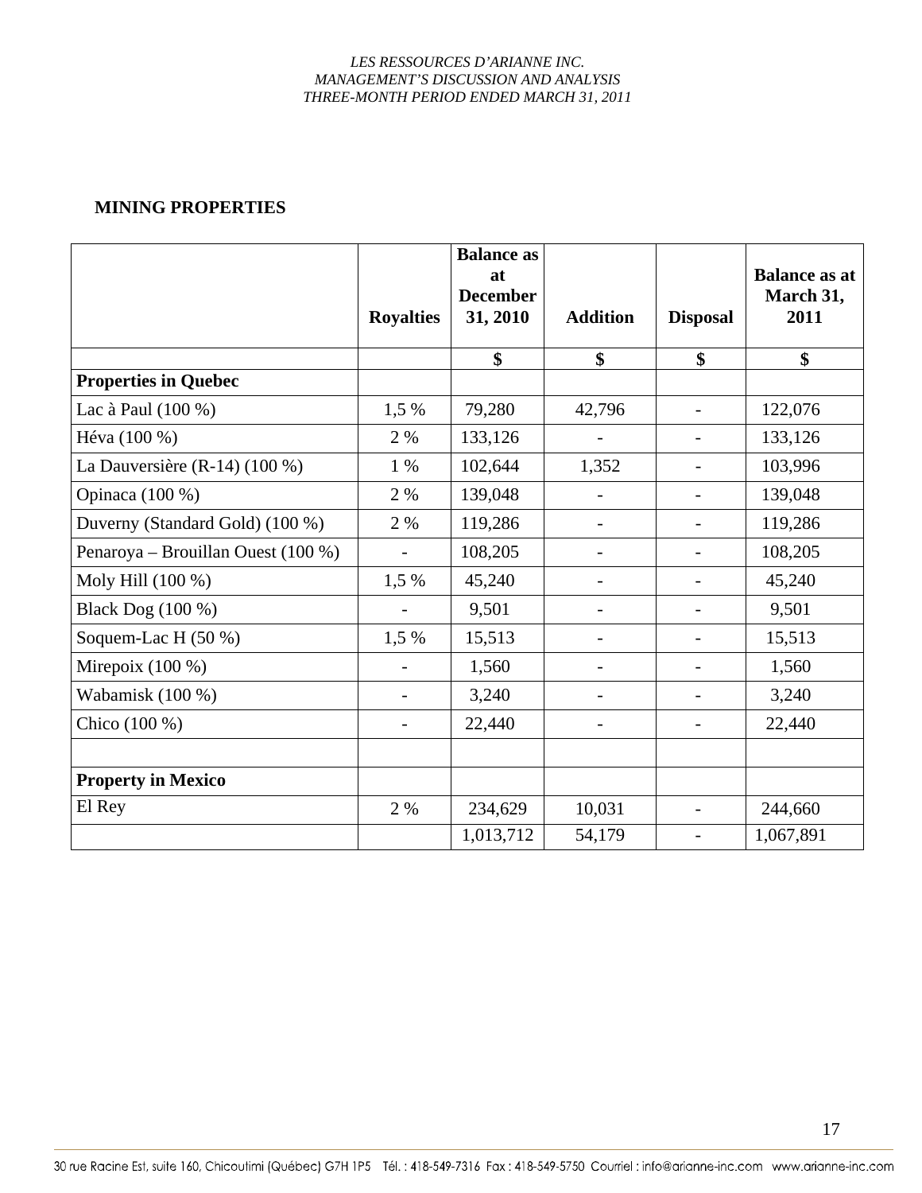## MINING PROPERTIES

| | Royalties | Balance as at December 31, 2010 | Addition | Disposal | Balance as at March 31, 2011 |
|---|---|---|---|---|---|
| | | $ | $ | $ | $ |
| **Properties in Quebec** | | | | | |
| Lac à Paul (100 %) | 1,5 % | 79,280 | 42,796 | - | 122,076 |
| Héva (100 %) | 2 % | 133,126 | - | - | 133,126 |
| La Dauversière (R-14) (100 %) | 1 % | 102,644 | 1,352 | - | 103,996 |
| Opinaca (100 %) | 2 % | 139,048 | - | - | 139,048 |
| Duverny (Standard Gold) (100 %) | 2 % | 119,286 | - | - | 119,286 |
| Penaroya – Brouillan Ouest (100 %) | - | 108,205 | - | - | 108,205 |
| Moly Hill (100 %) | 1,5 % | 45,240 | - | - | 45,240 |
| Black Dog (100 %) | - | 9,501 | - | - | 9,501 |
| Soquem-Lac H (50 %) | 1,5 % | 15,513 | - | - | 15,513 |
| Mirepoix (100 %) | - | 1,560 | - | - | 1,560 |
| Wabamisk (100 %) | - | 3,240 | - | - | 3,240 |
| Chico (100 %) | - | 22,440 | - | - | 22,440 |
| | | | | | |
| **Property in Mexico** | | | | | |
| El Rey | 2 % | 234,629 | 10,031 | - | 244,660 |
| | | 1,013,712 | 54,179 | - | 1,067,891 |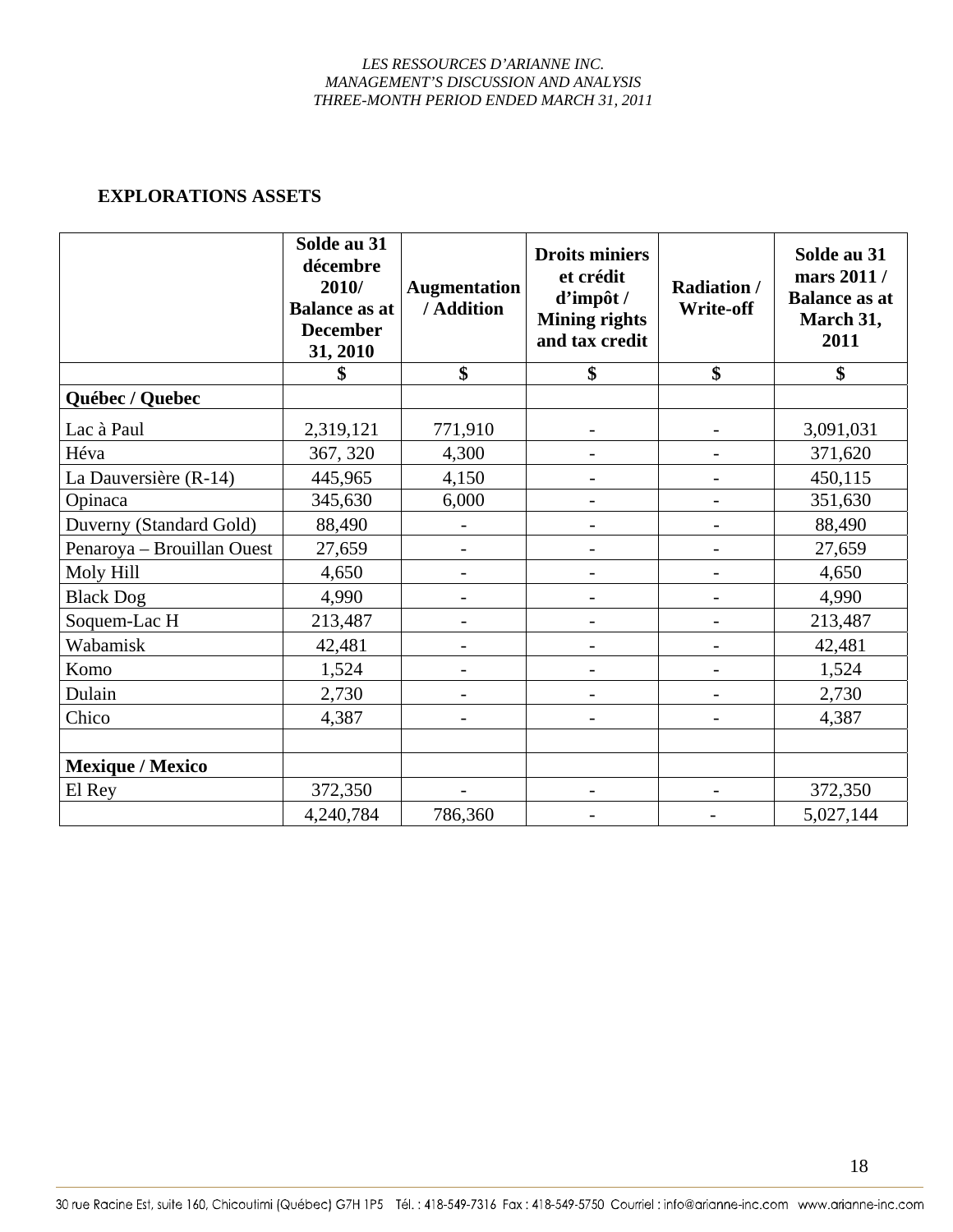## EXPLORATIONS ASSETS

| | Solde au 31 décembre 2010/ Balance as at December 31, 2010 | Augmentation / Addition | Droits miniers et crédit d'impôt / Mining rights and tax credit | Radiation / Write-off | Solde au 31 mars 2011 / Balance as at March 31, 2011 |
|---|---|---|---|---|---|
| | $ | $ | $ | $ | $ |
| **Québec / Quebec** | | | | | |
| Lac à Paul | 2,319,121 | 771,910 | - | - | 3,091,031 |
| Héva | 367, 320 | 4,300 | - | - | 371,620 |
| La Dauversière (R-14) | 445,965 | 4,150 | - | - | 450,115 |
| Opinaca | 345,630 | 6,000 | - | - | 351,630 |
| Duverny (Standard Gold) | 88,490 | - | - | - | 88,490 |
| Penaroya – Brouillan Ouest | 27,659 | - | - | - | 27,659 |
| Moly Hill | 4,650 | - | - | - | 4,650 |
| Black Dog | 4,990 | - | - | - | 4,990 |
| Soquem-Lac H | 213,487 | - | - | - | 213,487 |
| Wabamisk | 42,481 | - | - | - | 42,481 |
| Komo | 1,524 | - | - | - | 1,524 |
| Dulain | 2,730 | - | - | - | 2,730 |
| Chico | 4,387 | - | - | - | 4,387 |
| | | | | | |
| **Mexique / Mexico** | | | | | |
| El Rey | 372,350 | - | - | - | 372,350 |
| | 4,240,784 | 786,360 | - | - | 5,027,144 |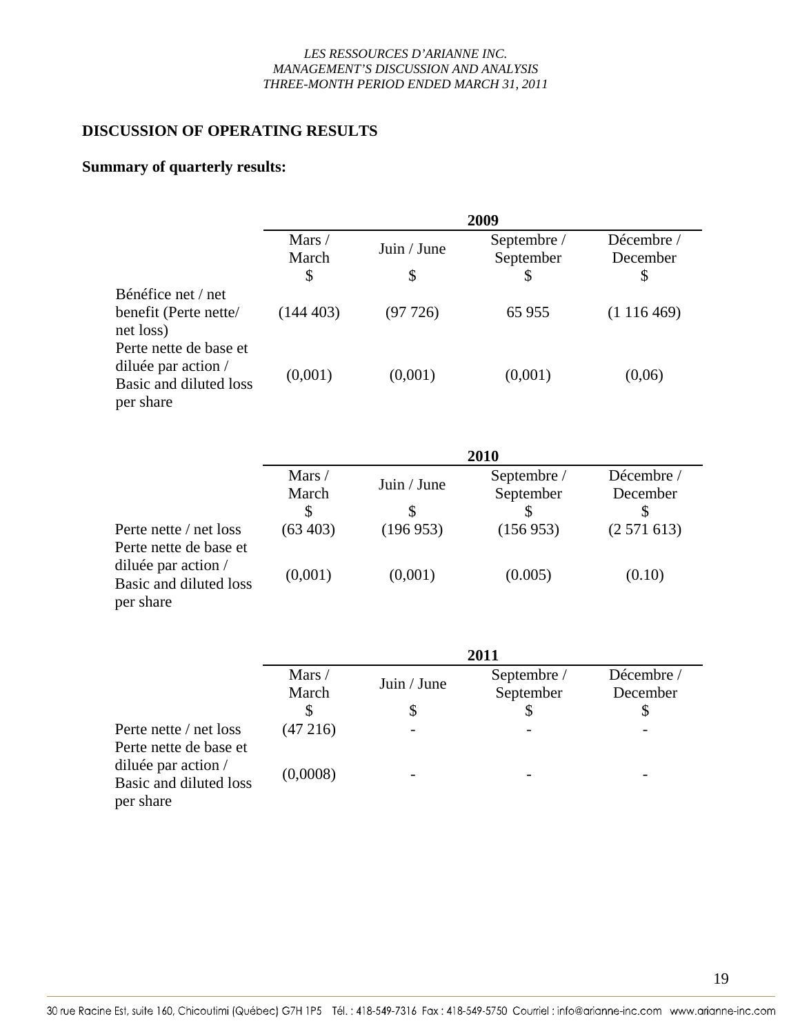## DISCUSSION OF OPERATING RESULTS

**Summary of quarterly results:**

| | **2009** | | | |
|---|---|---|---|---|
| | Mars / March<br>$ | Juin / June<br>$ | Septembre / September<br>$ | Décembre / December<br>$ |
| Bénéfice net / net benefit (Perte nette/ net loss) | (144 403) | (97 726) | 65 955 | (1 116 469) |
| Perte nette de base et diluée par action / Basic and diluted loss per share | (0,001) | (0,001) | (0,001) | (0,06) |

| | **2010** | | | |
|---|---|---|---|---|
| | Mars / March<br>$ | Juin / June<br>$ | Septembre / September<br>$ | Décembre / December<br>$ |
| Perte nette / net loss | (63 403) | (196 953) | (156 953) | (2 571 613) |
| Perte nette de base et diluée par action / Basic and diluted loss per share | (0,001) | (0,001) | (0.005) | (0.10) |

| | **2011** | | | |
|---|---|---|---|---|
| | Mars / March<br>$ | Juin / June<br>$ | Septembre / September<br>$ | Décembre / December<br>$ |
| Perte nette / net loss | (47 216) | - | - | - |
| Perte nette de base et diluée par action / Basic and diluted loss per share | (0,0008) | - | - | - |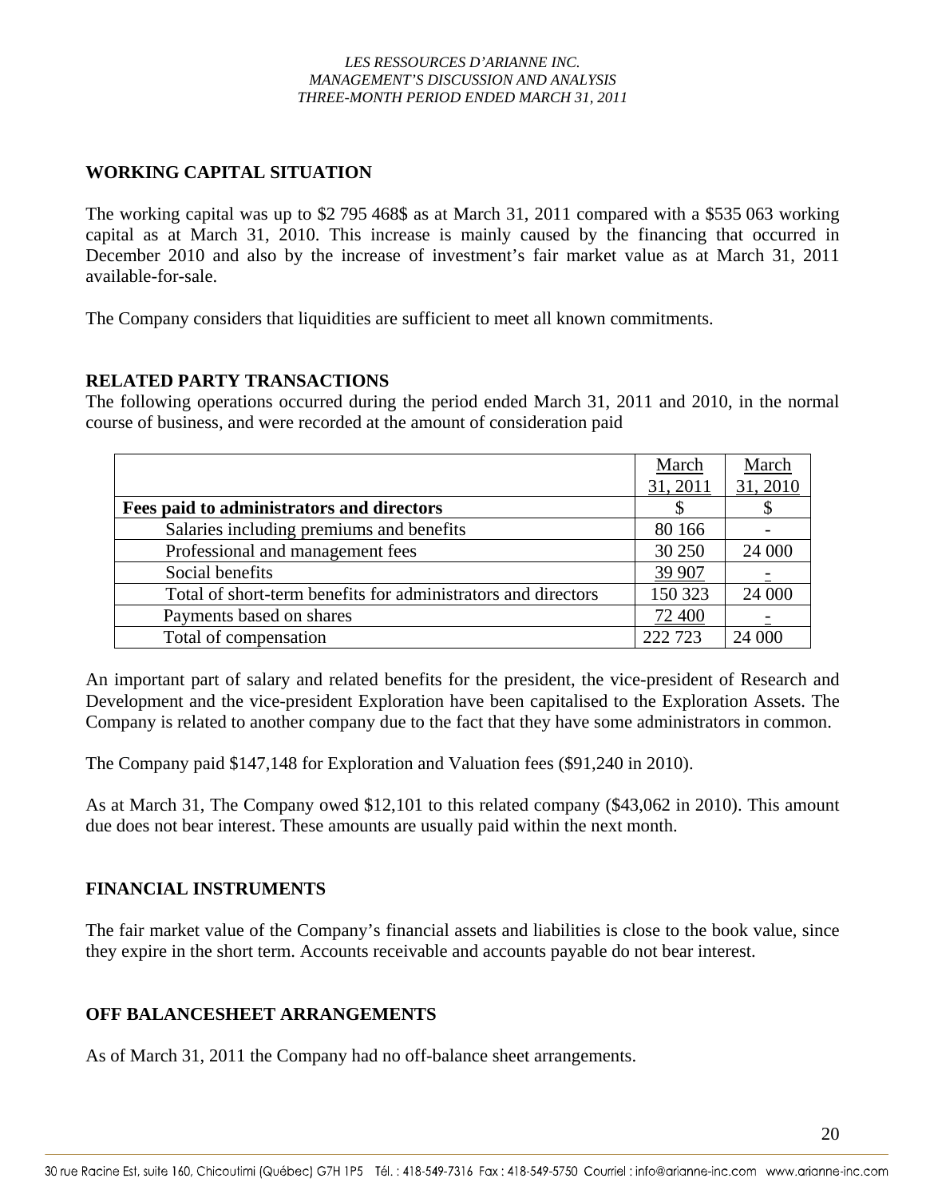## WORKING CAPITAL SITUATION

The working capital was up to $2 795 468$ as at March 31, 2011 compared with a $535 063 working capital as at March 31, 2010. This increase is mainly caused by the financing that occurred in December 2010 and also by the increase of investment's fair market value as at March 31, 2011 available-for-sale.

The Company considers that liquidities are sufficient to meet all known commitments.

## RELATED PARTY TRANSACTIONS

The following operations occurred during the period ended March 31, 2011 and 2010, in the normal course of business, and were recorded at the amount of consideration paid

| | March 31, 2011 | March 31, 2010 |
|---|---|---|
| **Fees paid to administrators and directors** | $ | $ |
| Salaries including premiums and benefits | 80 166 | - |
| Professional and management fees | 30 250 | 24 000 |
| Social benefits | 39 907 | - |
| Total of short-term benefits for administrators and directors | 150 323 | 24 000 |
| Payments based on shares | 72 400 | - |
| Total of compensation | 222 723 | 24 000 |

An important part of salary and related benefits for the president, the vice-president of Research and Development and the vice-president Exploration have been capitalised to the Exploration Assets. The Company is related to another company due to the fact that they have some administrators in common.

The Company paid $147,148 for Exploration and Valuation fees ($91,240 in 2010).

As at March 31, The Company owed $12,101 to this related company ($43,062 in 2010). This amount due does not bear interest. These amounts are usually paid within the next month.

## FINANCIAL INSTRUMENTS

The fair market value of the Company's financial assets and liabilities is close to the book value, since they expire in the short term. Accounts receivable and accounts payable do not bear interest.

## OFF BALANCESHEET ARRANGEMENTS

As of March 31, 2011 the Company had no off-balance sheet arrangements.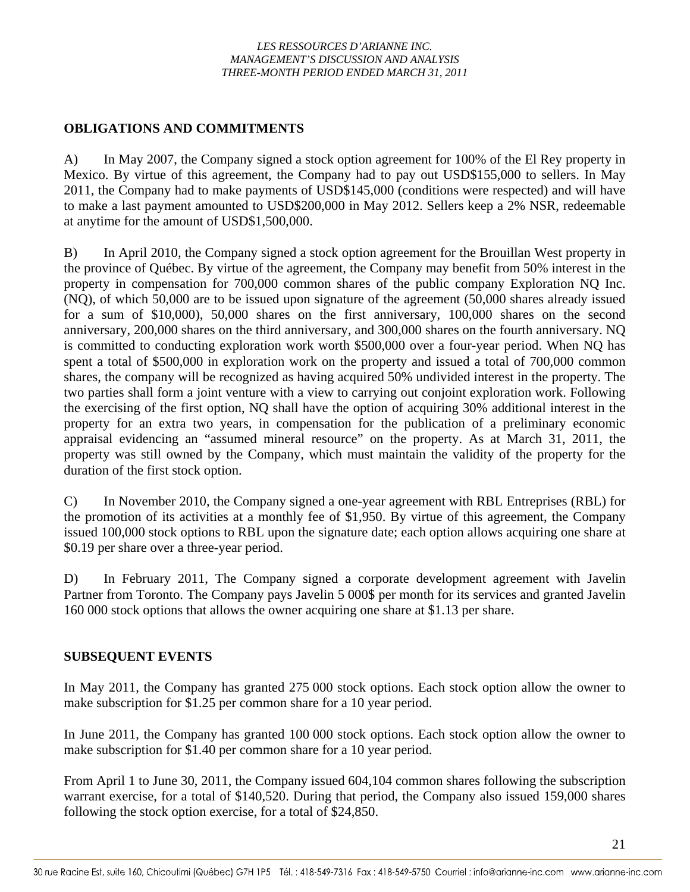## OBLIGATIONS AND COMMITMENTS

A) In May 2007, the Company signed a stock option agreement for 100% of the El Rey property in Mexico. By virtue of this agreement, the Company had to pay out USD$155,000 to sellers. In May 2011, the Company had to make payments of USD$145,000 (conditions were respected) and will have to make a last payment amounted to USD$200,000 in May 2012. Sellers keep a 2% NSR, redeemable at anytime for the amount of USD$1,500,000.

B) In April 2010, the Company signed a stock option agreement for the Brouillan West property in the province of Québec. By virtue of the agreement, the Company may benefit from 50% interest in the property in compensation for 700,000 common shares of the public company Exploration NQ Inc. (NQ), of which 50,000 are to be issued upon signature of the agreement (50,000 shares already issued for a sum of $10,000), 50,000 shares on the first anniversary, 100,000 shares on the second anniversary, 200,000 shares on the third anniversary, and 300,000 shares on the fourth anniversary. NQ is committed to conducting exploration work worth $500,000 over a four-year period. When NQ has spent a total of $500,000 in exploration work on the property and issued a total of 700,000 common shares, the company will be recognized as having acquired 50% undivided interest in the property. The two parties shall form a joint venture with a view to carrying out conjoint exploration work. Following the exercising of the first option, NQ shall have the option of acquiring 30% additional interest in the property for an extra two years, in compensation for the publication of a preliminary economic appraisal evidencing an “assumed mineral resource” on the property. As at March 31, 2011, the property was still owned by the Company, which must maintain the validity of the property for the duration of the first stock option.

C) In November 2010, the Company signed a one-year agreement with RBL Entreprises (RBL) for the promotion of its activities at a monthly fee of $1,950. By virtue of this agreement, the Company issued 100,000 stock options to RBL upon the signature date; each option allows acquiring one share at $0.19 per share over a three-year period.

D) In February 2011, The Company signed a corporate development agreement with Javelin Partner from Toronto. The Company pays Javelin 5 000$ per month for its services and granted Javelin 160 000 stock options that allows the owner acquiring one share at $1.13 per share.

## SUBSEQUENT EVENTS

In May 2011, the Company has granted 275 000 stock options. Each stock option allow the owner to make subscription for $1.25 per common share for a 10 year period.

In June 2011, the Company has granted 100 000 stock options. Each stock option allow the owner to make subscription for $1.40 per common share for a 10 year period.

From April 1 to June 30, 2011, the Company issued 604,104 common shares following the subscription warrant exercise, for a total of $140,520. During that period, the Company also issued 159,000 shares following the stock option exercise, for a total of $24,850.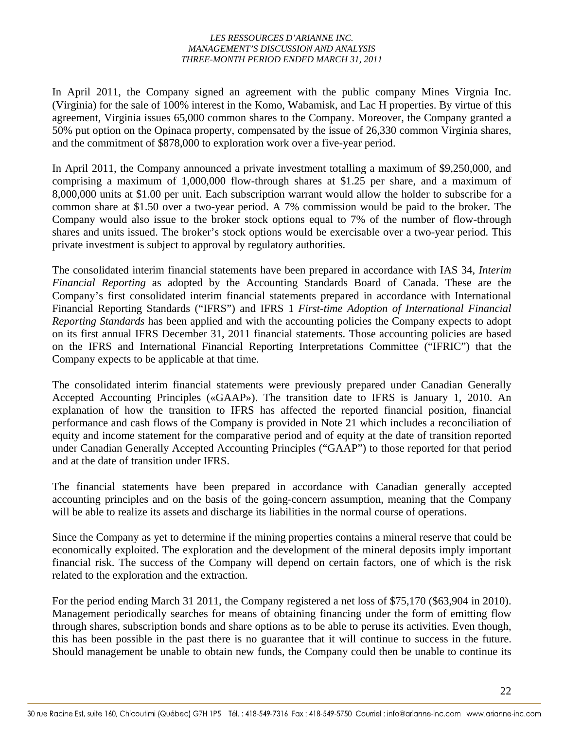In April 2011, the Company signed an agreement with the public company Mines Virgnia Inc. (Virginia) for the sale of 100% interest in the Komo, Wabamisk, and Lac H properties. By virtue of this agreement, Virginia issues 65,000 common shares to the Company. Moreover, the Company granted a 50% put option on the Opinaca property, compensated by the issue of 26,330 common Virginia shares, and the commitment of $878,000 to exploration work over a five-year period.

In April 2011, the Company announced a private investment totalling a maximum of $9,250,000, and comprising a maximum of 1,000,000 flow-through shares at $1.25 per share, and a maximum of 8,000,000 units at $1.00 per unit. Each subscription warrant would allow the holder to subscribe for a common share at $1.50 over a two-year period. A 7% commission would be paid to the broker. The Company would also issue to the broker stock options equal to 7% of the number of flow-through shares and units issued. The broker's stock options would be exercisable over a two-year period. This private investment is subject to approval by regulatory authorities.

The consolidated interim financial statements have been prepared in accordance with IAS 34, *Interim Financial Reporting* as adopted by the Accounting Standards Board of Canada. These are the Company's first consolidated interim financial statements prepared in accordance with International Financial Reporting Standards ("IFRS") and IFRS 1 *First-time Adoption of International Financial Reporting Standards* has been applied and with the accounting policies the Company expects to adopt on its first annual IFRS December 31, 2011 financial statements. Those accounting policies are based on the IFRS and International Financial Reporting Interpretations Committee ("IFRIC") that the Company expects to be applicable at that time.

The consolidated interim financial statements were previously prepared under Canadian Generally Accepted Accounting Principles («GAAP»). The transition date to IFRS is January 1, 2010. An explanation of how the transition to IFRS has affected the reported financial position, financial performance and cash flows of the Company is provided in Note 21 which includes a reconciliation of equity and income statement for the comparative period and of equity at the date of transition reported under Canadian Generally Accepted Accounting Principles ("GAAP") to those reported for that period and at the date of transition under IFRS.

The financial statements have been prepared in accordance with Canadian generally accepted accounting principles and on the basis of the going-concern assumption, meaning that the Company will be able to realize its assets and discharge its liabilities in the normal course of operations.

Since the Company as yet to determine if the mining properties contains a mineral reserve that could be economically exploited. The exploration and the development of the mineral deposits imply important financial risk. The success of the Company will depend on certain factors, one of which is the risk related to the exploration and the extraction.

For the period ending March 31 2011, the Company registered a net loss of $75,170 ($63,904 in 2010). Management periodically searches for means of obtaining financing under the form of emitting flow through shares, subscription bonds and share options as to be able to peruse its activities. Even though, this has been possible in the past there is no guarantee that it will continue to success in the future. Should management be unable to obtain new funds, the Company could then be unable to continue its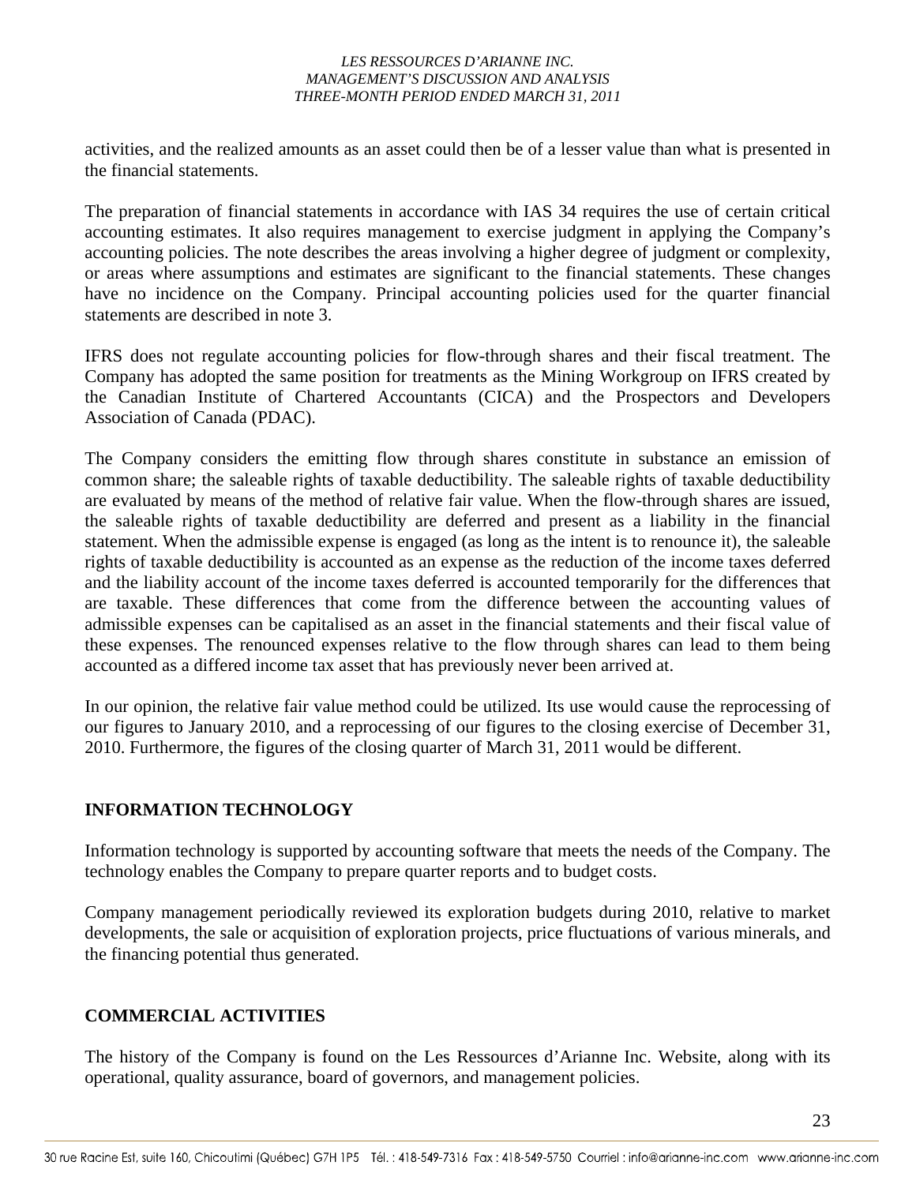activities, and the realized amounts as an asset could then be of a lesser value than what is presented in the financial statements.

The preparation of financial statements in accordance with IAS 34 requires the use of certain critical accounting estimates. It also requires management to exercise judgment in applying the Company's accounting policies. The note describes the areas involving a higher degree of judgment or complexity, or areas where assumptions and estimates are significant to the financial statements. These changes have no incidence on the Company. Principal accounting policies used for the quarter financial statements are described in note 3.

IFRS does not regulate accounting policies for flow-through shares and their fiscal treatment. The Company has adopted the same position for treatments as the Mining Workgroup on IFRS created by the Canadian Institute of Chartered Accountants (CICA) and the Prospectors and Developers Association of Canada (PDAC).

The Company considers the emitting flow through shares constitute in substance an emission of common share; the saleable rights of taxable deductibility. The saleable rights of taxable deductibility are evaluated by means of the method of relative fair value. When the flow-through shares are issued, the saleable rights of taxable deductibility are deferred and present as a liability in the financial statement. When the admissible expense is engaged (as long as the intent is to renounce it), the saleable rights of taxable deductibility is accounted as an expense as the reduction of the income taxes deferred and the liability account of the income taxes deferred is accounted temporarily for the differences that are taxable. These differences that come from the difference between the accounting values of admissible expenses can be capitalised as an asset in the financial statements and their fiscal value of these expenses. The renounced expenses relative to the flow through shares can lead to them being accounted as a differed income tax asset that has previously never been arrived at.

In our opinion, the relative fair value method could be utilized. Its use would cause the reprocessing of our figures to January 2010, and a reprocessing of our figures to the closing exercise of December 31, 2010. Furthermore, the figures of the closing quarter of March 31, 2011 would be different.

## INFORMATION TECHNOLOGY

Information technology is supported by accounting software that meets the needs of the Company. The technology enables the Company to prepare quarter reports and to budget costs.

Company management periodically reviewed its exploration budgets during 2010, relative to market developments, the sale or acquisition of exploration projects, price fluctuations of various minerals, and the financing potential thus generated.

## COMMERCIAL ACTIVITIES

The history of the Company is found on the Les Ressources d'Arianne Inc. Website, along with its operational, quality assurance, board of governors, and management policies.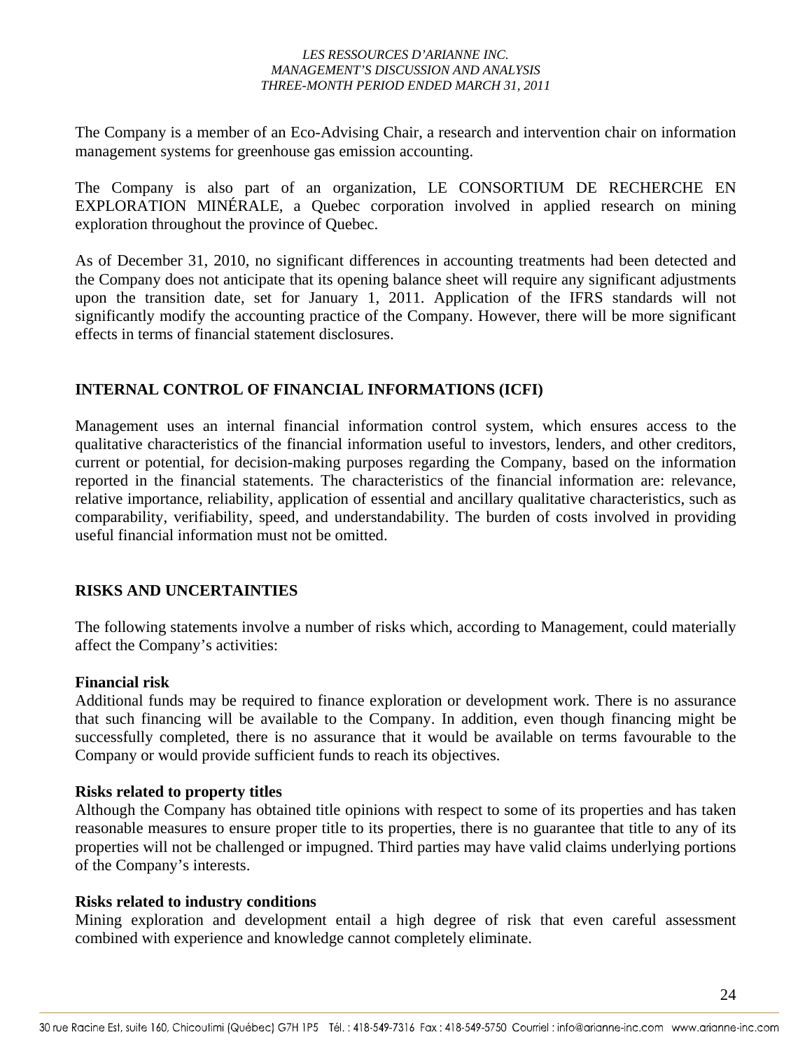The Company is a member of an Eco-Advising Chair, a research and intervention chair on information management systems for greenhouse gas emission accounting.

The Company is also part of an organization, LE CONSORTIUM DE RECHERCHE EN EXPLORATION MINÉRALE, a Quebec corporation involved in applied research on mining exploration throughout the province of Quebec.

As of December 31, 2010, no significant differences in accounting treatments had been detected and the Company does not anticipate that its opening balance sheet will require any significant adjustments upon the transition date, set for January 1, 2011. Application of the IFRS standards will not significantly modify the accounting practice of the Company. However, there will be more significant effects in terms of financial statement disclosures.

## INTERNAL CONTROL OF FINANCIAL INFORMATIONS (ICFI)

Management uses an internal financial information control system, which ensures access to the qualitative characteristics of the financial information useful to investors, lenders, and other creditors, current or potential, for decision-making purposes regarding the Company, based on the information reported in the financial statements. The characteristics of the financial information are: relevance, relative importance, reliability, application of essential and ancillary qualitative characteristics, such as comparability, verifiability, speed, and understandability. The burden of costs involved in providing useful financial information must not be omitted.

## RISKS AND UNCERTAINTIES

The following statements involve a number of risks which, according to Management, could materially affect the Company's activities:

**Financial risk**
Additional funds may be required to finance exploration or development work. There is no assurance that such financing will be available to the Company. In addition, even though financing might be successfully completed, there is no assurance that it would be available on terms favourable to the Company or would provide sufficient funds to reach its objectives.

**Risks related to property titles**
Although the Company has obtained title opinions with respect to some of its properties and has taken reasonable measures to ensure proper title to its properties, there is no guarantee that title to any of its properties will not be challenged or impugned. Third parties may have valid claims underlying portions of the Company's interests.

**Risks related to industry conditions**
Mining exploration and development entail a high degree of risk that even careful assessment combined with experience and knowledge cannot completely eliminate.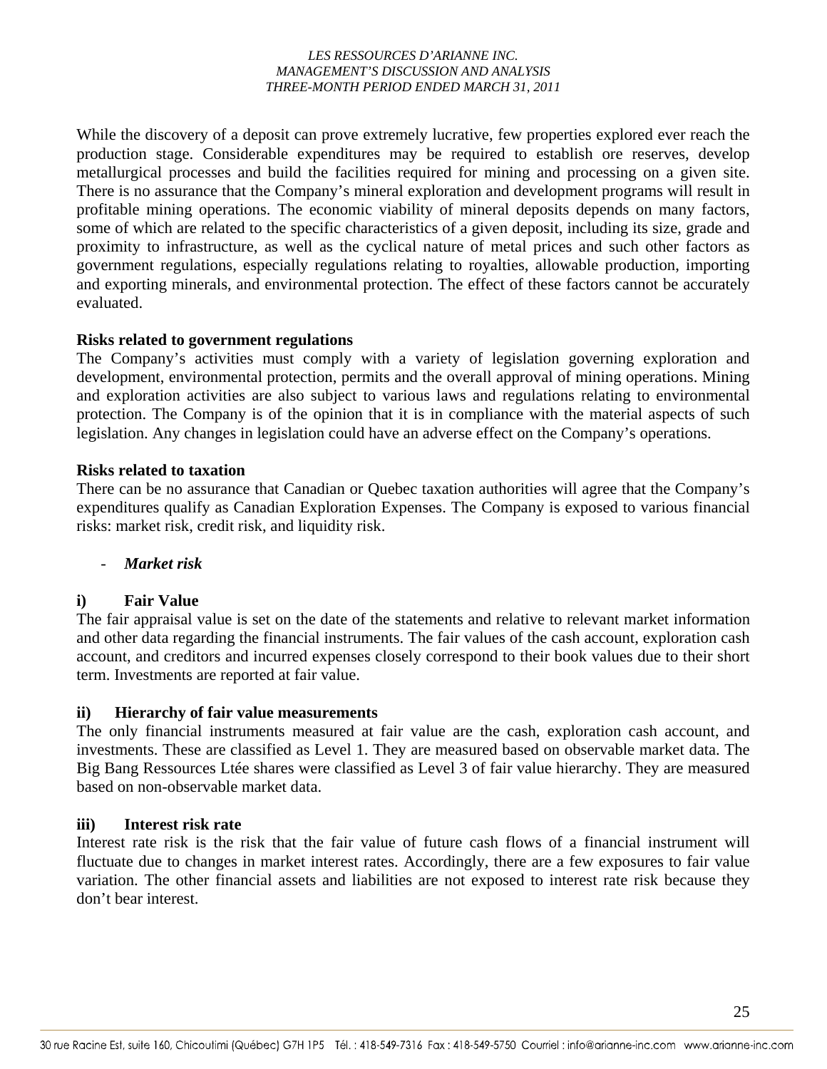While the discovery of a deposit can prove extremely lucrative, few properties explored ever reach the production stage. Considerable expenditures may be required to establish ore reserves, develop metallurgical processes and build the facilities required for mining and processing on a given site. There is no assurance that the Company's mineral exploration and development programs will result in profitable mining operations. The economic viability of mineral deposits depends on many factors, some of which are related to the specific characteristics of a given deposit, including its size, grade and proximity to infrastructure, as well as the cyclical nature of metal prices and such other factors as government regulations, especially regulations relating to royalties, allowable production, importing and exporting minerals, and environmental protection. The effect of these factors cannot be accurately evaluated.

**Risks related to government regulations**

The Company's activities must comply with a variety of legislation governing exploration and development, environmental protection, permits and the overall approval of mining operations. Mining and exploration activities are also subject to various laws and regulations relating to environmental protection. The Company is of the opinion that it is in compliance with the material aspects of such legislation. Any changes in legislation could have an adverse effect on the Company's operations.

**Risks related to taxation**

There can be no assurance that Canadian or Quebec taxation authorities will agree that the Company's expenditures qualify as Canadian Exploration Expenses. The Company is exposed to various financial risks: market risk, credit risk, and liquidity risk.

- ***Market risk***

**i) Fair Value**

The fair appraisal value is set on the date of the statements and relative to relevant market information and other data regarding the financial instruments. The fair values of the cash account, exploration cash account, and creditors and incurred expenses closely correspond to their book values due to their short term. Investments are reported at fair value.

**ii) Hierarchy of fair value measurements**

The only financial instruments measured at fair value are the cash, exploration cash account, and investments. These are classified as Level 1. They are measured based on observable market data. The Big Bang Ressources Ltée shares were classified as Level 3 of fair value hierarchy. They are measured based on non-observable market data.

**iii) Interest risk rate**

Interest rate risk is the risk that the fair value of future cash flows of a financial instrument will fluctuate due to changes in market interest rates. Accordingly, there are a few exposures to fair value variation. The other financial assets and liabilities are not exposed to interest rate risk because they don't bear interest.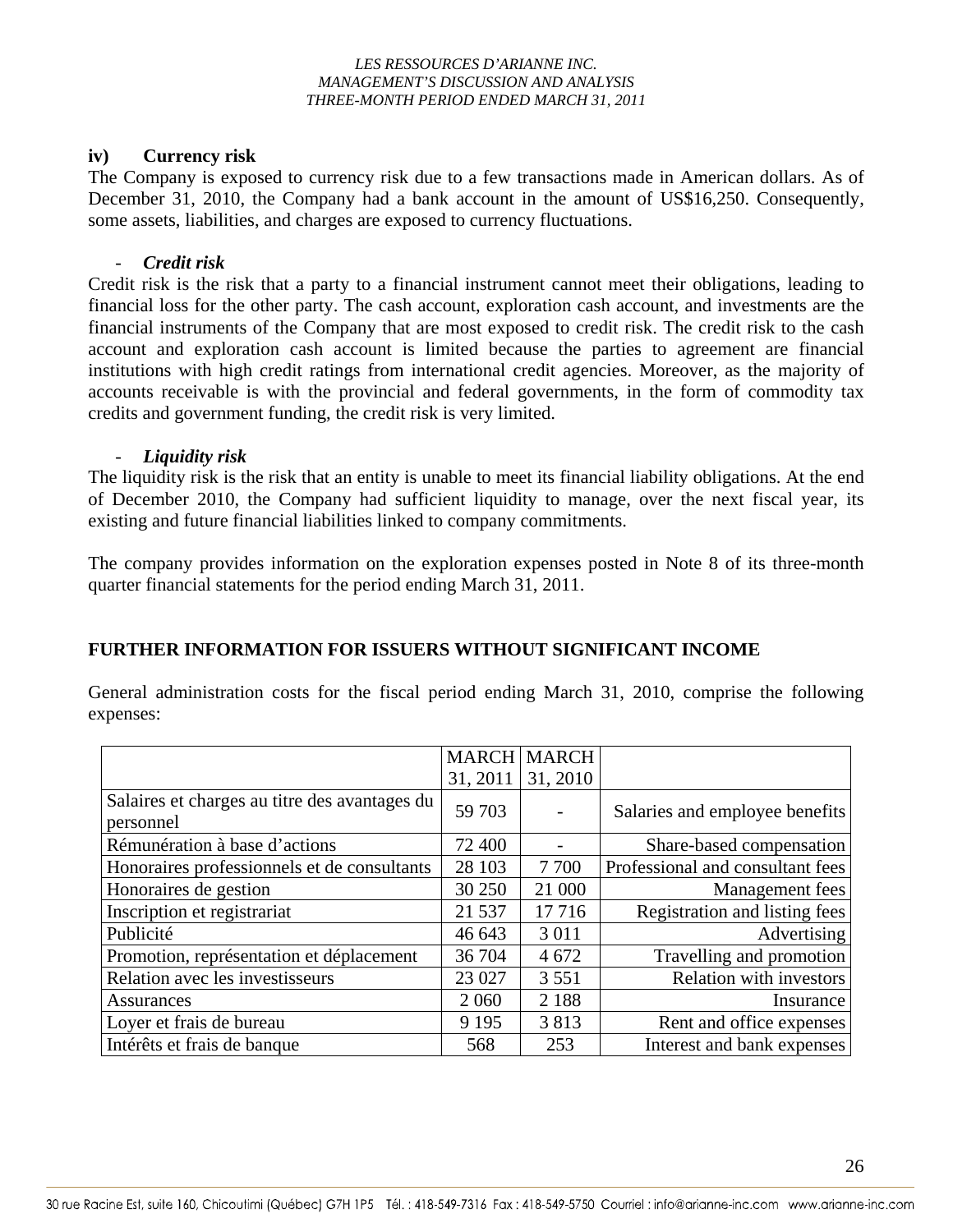### iv) Currency risk

The Company is exposed to currency risk due to a few transactions made in American dollars. As of December 31, 2010, the Company had a bank account in the amount of US$16,250. Consequently, some assets, liabilities, and charges are exposed to currency fluctuations.

- ***Credit risk***

Credit risk is the risk that a party to a financial instrument cannot meet their obligations, leading to financial loss for the other party. The cash account, exploration cash account, and investments are the financial instruments of the Company that are most exposed to credit risk. The credit risk to the cash account and exploration cash account is limited because the parties to agreement are financial institutions with high credit ratings from international credit agencies. Moreover, as the majority of accounts receivable is with the provincial and federal governments, in the form of commodity tax credits and government funding, the credit risk is very limited.

- ***Liquidity risk***

The liquidity risk is the risk that an entity is unable to meet its financial liability obligations. At the end of December 2010, the Company had sufficient liquidity to manage, over the next fiscal year, its existing and future financial liabilities linked to company commitments.

The company provides information on the exploration expenses posted in Note 8 of its three-month quarter financial statements for the period ending March 31, 2011.

## FURTHER INFORMATION FOR ISSUERS WITHOUT SIGNIFICANT INCOME

General administration costs for the fiscal period ending March 31, 2010, comprise the following expenses:

| | MARCH 31, 2011 | MARCH 31, 2010 | |
|---|---|---|---|
| Salaires et charges au titre des avantages du personnel | 59 703 | - | Salaries and employee benefits |
| Rémunération à base d'actions | 72 400 | - | Share-based compensation |
| Honoraires professionnels et de consultants | 28 103 | 7 700 | Professional and consultant fees |
| Honoraires de gestion | 30 250 | 21 000 | Management fees |
| Inscription et registrariat | 21 537 | 17 716 | Registration and listing fees |
| Publicité | 46 643 | 3 011 | Advertising |
| Promotion, représentation et déplacement | 36 704 | 4 672 | Travelling and promotion |
| Relation avec les investisseurs | 23 027 | 3 551 | Relation with investors |
| Assurances | 2 060 | 2 188 | Insurance |
| Loyer et frais de bureau | 9 195 | 3 813 | Rent and office expenses |
| Intérêts et frais de banque | 568 | 253 | Interest and bank expenses |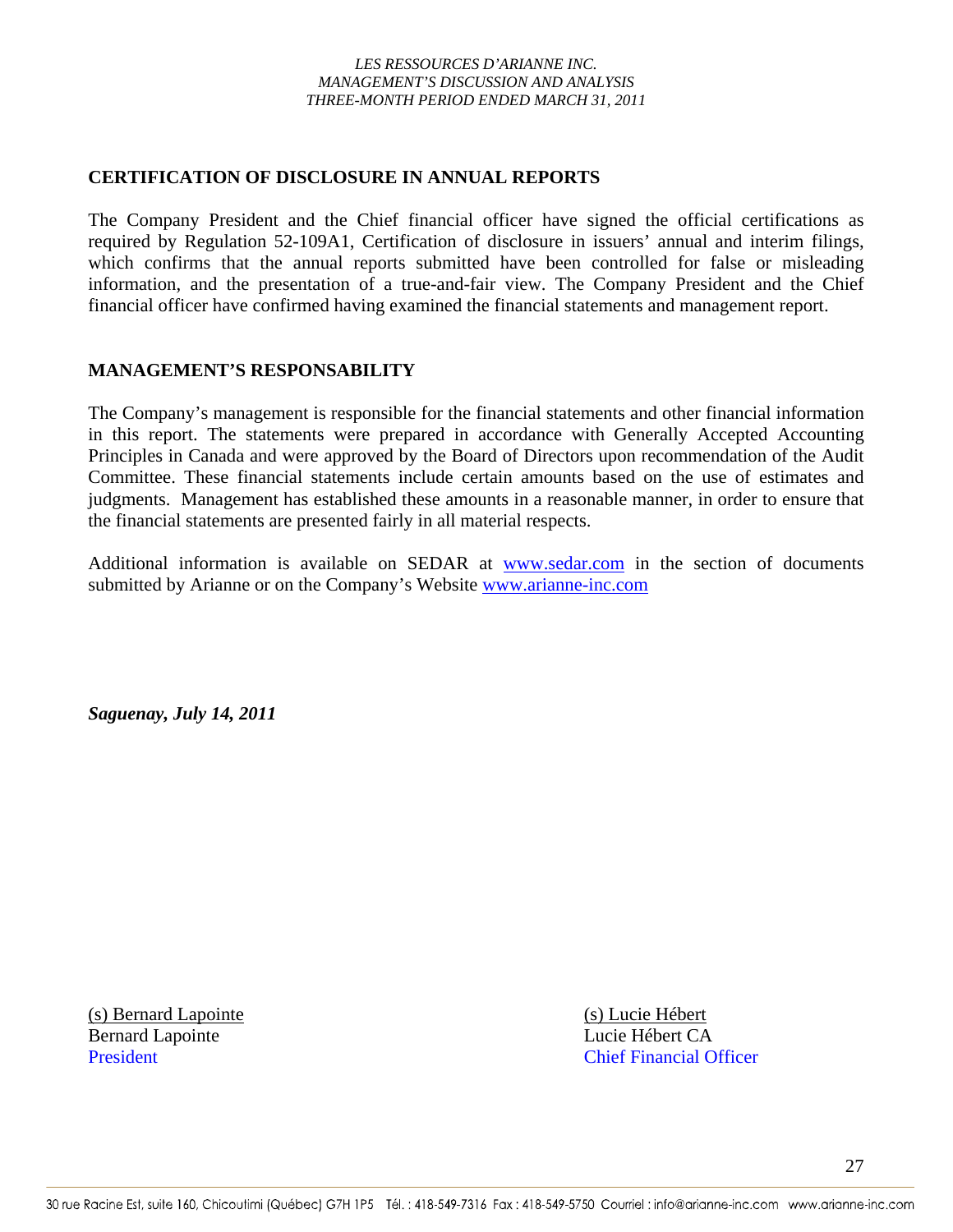## CERTIFICATION OF DISCLOSURE IN ANNUAL REPORTS

The Company President and the Chief financial officer have signed the official certifications as required by Regulation 52-109A1, Certification of disclosure in issuers' annual and interim filings, which confirms that the annual reports submitted have been controlled for false or misleading information, and the presentation of a true-and-fair view. The Company President and the Chief financial officer have confirmed having examined the financial statements and management report.

## MANAGEMENT'S RESPONSABILITY

The Company's management is responsible for the financial statements and other financial information in this report. The statements were prepared in accordance with Generally Accepted Accounting Principles in Canada and were approved by the Board of Directors upon recommendation of the Audit Committee. These financial statements include certain amounts based on the use of estimates and judgments. Management has established these amounts in a reasonable manner, in order to ensure that the financial statements are presented fairly in all material respects.

Additional information is available on SEDAR at www.sedar.com in the section of documents submitted by Arianne or on the Company's Website www.arianne-inc.com

***Saguenay, July 14, 2011***

(s) Bernard Lapointe
Bernard Lapointe
President

(s) Lucie Hébert
Lucie Hébert CA
Chief Financial Officer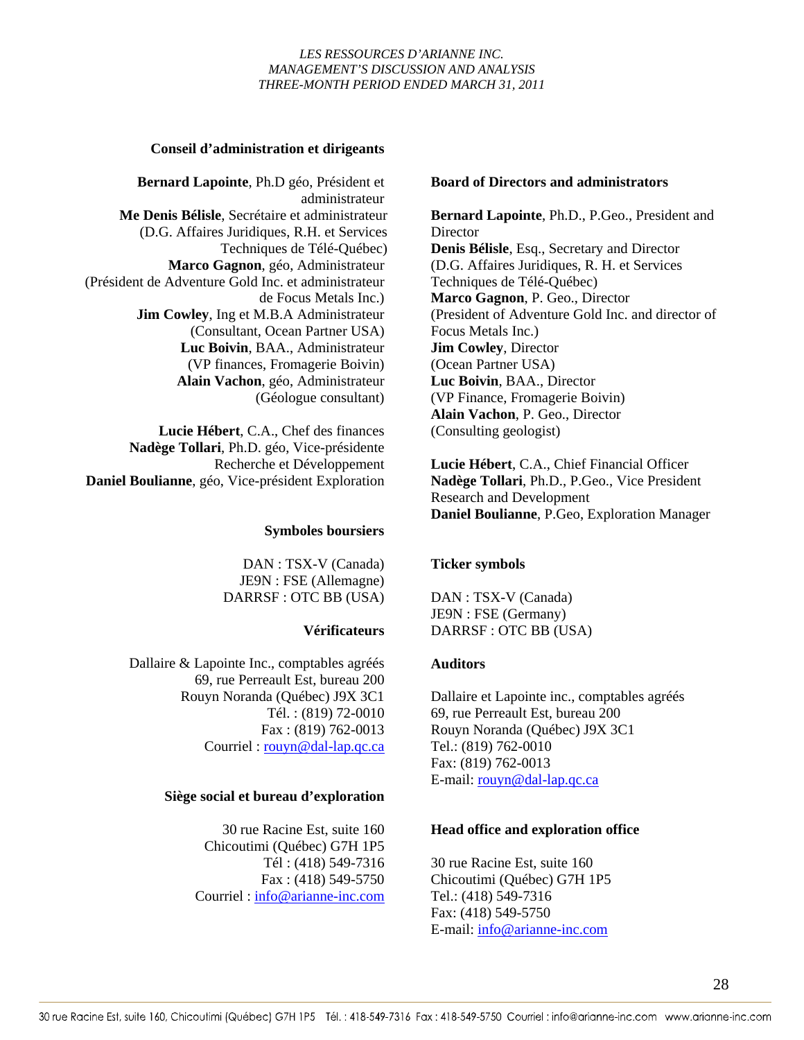### Conseil d'administration et dirigeants

**Bernard Lapointe**, Ph.D géo, Président et administrateur
**Me Denis Bélisle**, Secrétaire et administrateur (D.G. Affaires Juridiques, R.H. et Services Techniques de Télé-Québec)
**Marco Gagnon**, géo, Administrateur (Président de Adventure Gold Inc. et administrateur de Focus Metals Inc.)
**Jim Cowley**, Ing et M.B.A Administrateur (Consultant, Ocean Partner USA)
**Luc Boivin**, BAA., Administrateur (VP finances, Fromagerie Boivin)
**Alain Vachon**, géo, Administrateur (Géologue consultant)

**Lucie Hébert**, C.A., Chef des finances
**Nadège Tollari**, Ph.D. géo, Vice-présidente Recherche et Développement
**Daniel Boulianne**, géo, Vice-président Exploration

### Symboles boursiers

DAN : TSX-V (Canada)
JE9N : FSE (Allemagne)
DARRSF : OTC BB (USA)

### Vérificateurs

Dallaire & Lapointe Inc., comptables agréés
69, rue Perreault Est, bureau 200
Rouyn Noranda (Québec) J9X 3C1
Tél. : (819) 72-0010
Fax : (819) 762-0013
Courriel : rouyn@dal-lap.qc.ca

### Siège social et bureau d'exploration

30 rue Racine Est, suite 160
Chicoutimi (Québec) G7H 1P5
Tél : (418) 549-7316
Fax : (418) 549-5750
Courriel : info@arianne-inc.com

### Board of Directors and administrators

**Bernard Lapointe**, Ph.D., P.Geo., President and Director
**Denis Bélisle**, Esq., Secretary and Director (D.G. Affaires Juridiques, R. H. et Services Techniques de Télé-Québec)
**Marco Gagnon**, P. Geo., Director (President of Adventure Gold Inc. and director of Focus Metals Inc.)
**Jim Cowley**, Director (Ocean Partner USA)
**Luc Boivin**, BAA., Director (VP Finance, Fromagerie Boivin)
**Alain Vachon**, P. Geo., Director (Consulting geologist)

**Lucie Hébert**, C.A., Chief Financial Officer
**Nadège Tollari**, Ph.D., P.Geo., Vice President Research and Development
**Daniel Boulianne**, P.Geo, Exploration Manager

### Ticker symbols

DAN : TSX-V (Canada)
JE9N : FSE (Germany)
DARRSF : OTC BB (USA)

### Auditors

Dallaire et Lapointe inc., comptables agréés
69, rue Perreault Est, bureau 200
Rouyn Noranda (Québec) J9X 3C1
Tel.: (819) 762-0010
Fax: (819) 762-0013
E-mail: rouyn@dal-lap.qc.ca

### Head office and exploration office

30 rue Racine Est, suite 160
Chicoutimi (Québec) G7H 1P5
Tel.: (418) 549-7316
Fax: (418) 549-5750
E-mail: info@arianne-inc.com